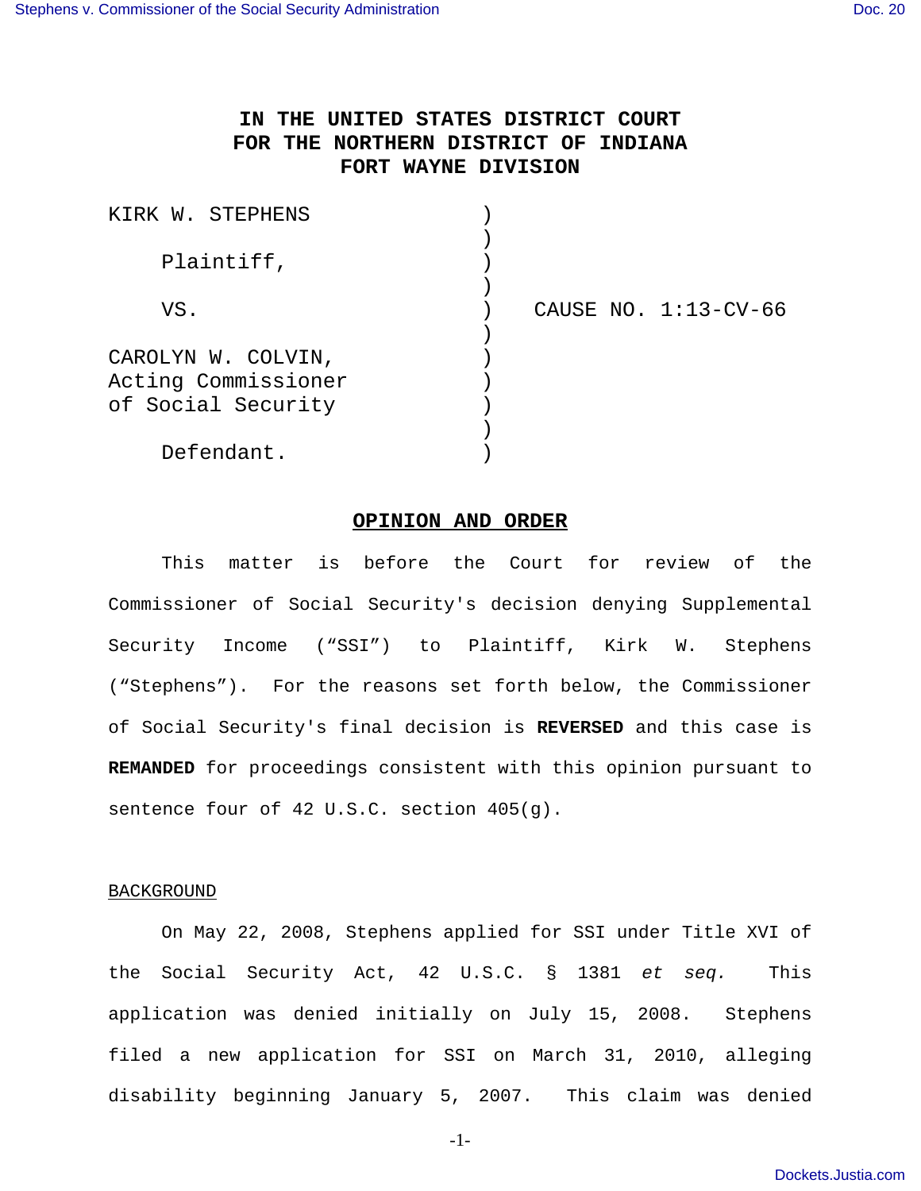# IN THE UNITED STATES DISTRICT COURT
# FOR THE NORTHERN DISTRICT OF INDIANA
# FORT WAYNE DIVISION

| | | |
|---|---|---|
| KIRK W. STEPHENS | ) | |
| | ) | |
| Plaintiff, | ) | |
| | ) | |
| VS. | ) | CAUSE NO. 1:13-CV-66 |
| | ) | |
| CAROLYN W. COLVIN, Acting Commissioner of Social Security | ) | |
| | ) | |
| Defendant. | ) | |

## OPINION AND ORDER

This matter is before the Court for review of the Commissioner of Social Security's decision denying Supplemental Security Income ("SSI") to Plaintiff, Kirk W. Stephens ("Stephens"). For the reasons set forth below, the Commissioner of Social Security's final decision is **REVERSED** and this case is **REMANDED** for proceedings consistent with this opinion pursuant to sentence four of 42 U.S.C. section 405(g).

BACKGROUND

On May 22, 2008, Stephens applied for SSI under Title XVI of the Social Security Act, 42 U.S.C. § 1381 *et seq.* This application was denied initially on July 15, 2008. Stephens filed a new application for SSI on March 31, 2010, alleging disability beginning January 5, 2007. This claim was denied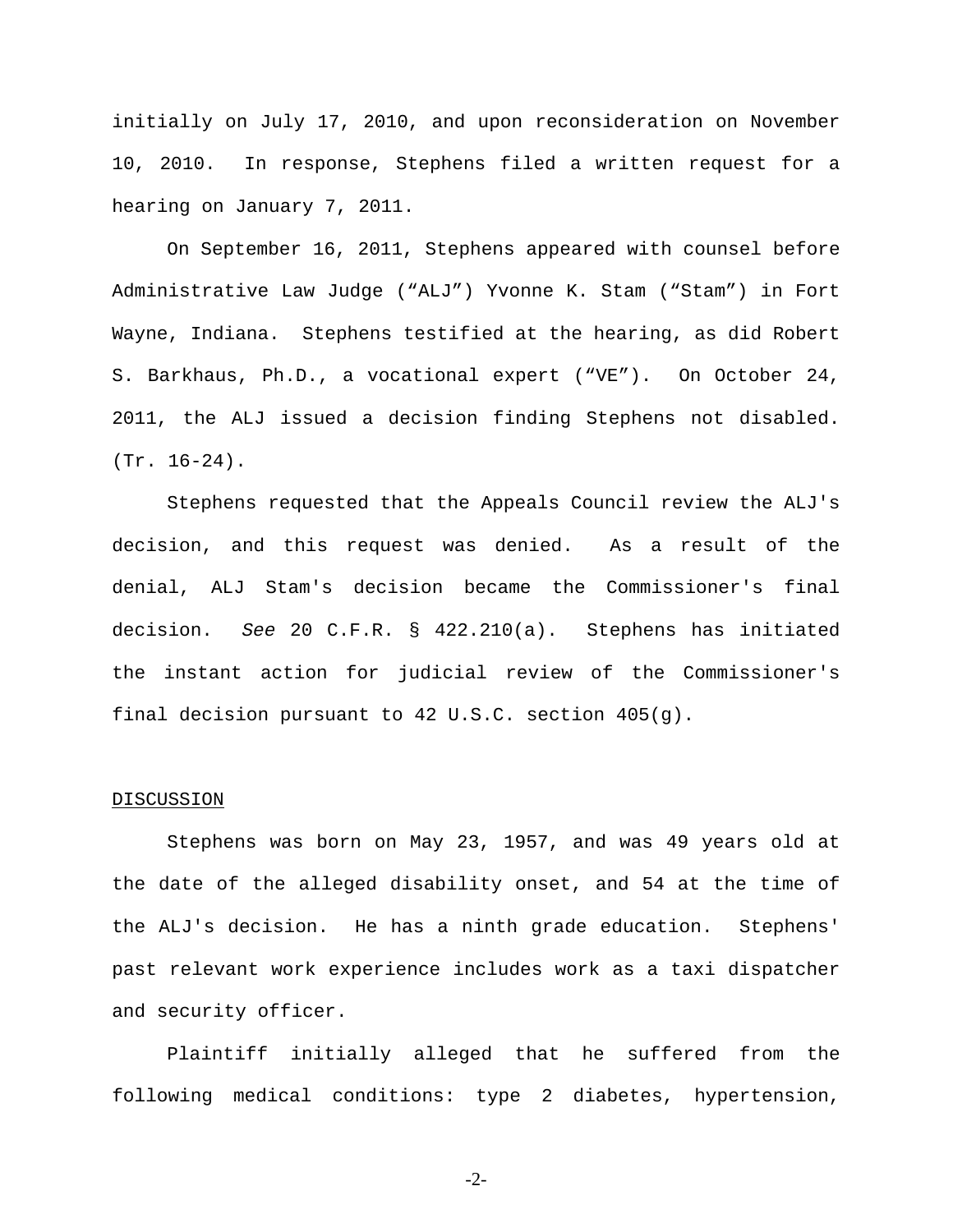initially on July 17, 2010, and upon reconsideration on November 10, 2010. In response, Stephens filed a written request for a hearing on January 7, 2011.

On September 16, 2011, Stephens appeared with counsel before Administrative Law Judge ("ALJ") Yvonne K. Stam ("Stam") in Fort Wayne, Indiana. Stephens testified at the hearing, as did Robert S. Barkhaus, Ph.D., a vocational expert ("VE"). On October 24, 2011, the ALJ issued a decision finding Stephens not disabled. (Tr. 16-24).

Stephens requested that the Appeals Council review the ALJ's decision, and this request was denied. As a result of the denial, ALJ Stam's decision became the Commissioner's final decision. *See* 20 C.F.R. § 422.210(a). Stephens has initiated the instant action for judicial review of the Commissioner's final decision pursuant to 42 U.S.C. section 405(g).

<u>DISCUSSION</u>

Stephens was born on May 23, 1957, and was 49 years old at the date of the alleged disability onset, and 54 at the time of the ALJ's decision. He has a ninth grade education. Stephens' past relevant work experience includes work as a taxi dispatcher and security officer.

Plaintiff initially alleged that he suffered from the following medical conditions: type 2 diabetes, hypertension,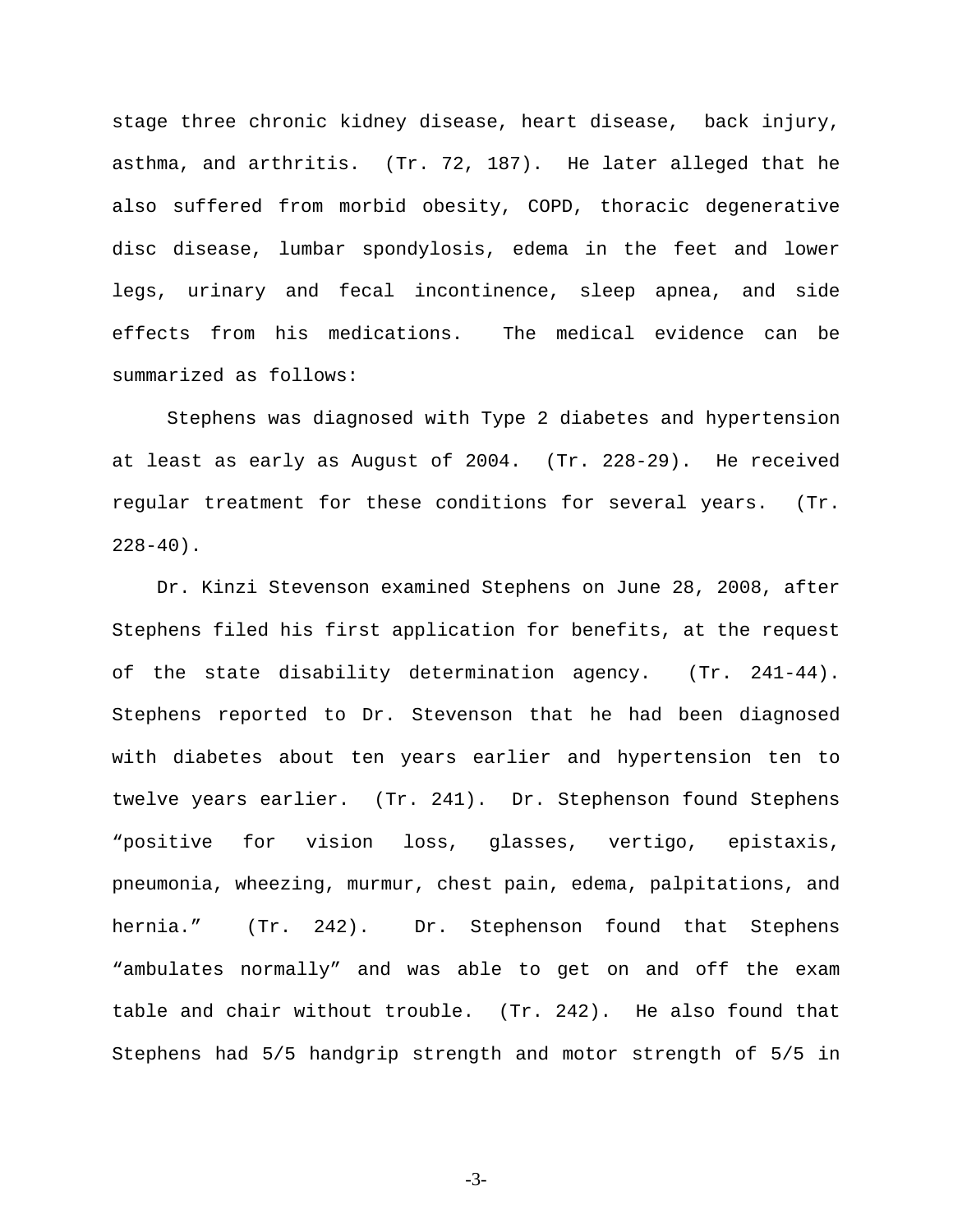stage three chronic kidney disease, heart disease, back injury, asthma, and arthritis. (Tr. 72, 187). He later alleged that he also suffered from morbid obesity, COPD, thoracic degenerative disc disease, lumbar spondylosis, edema in the feet and lower legs, urinary and fecal incontinence, sleep apnea, and side effects from his medications. The medical evidence can be summarized as follows:

Stephens was diagnosed with Type 2 diabetes and hypertension at least as early as August of 2004. (Tr. 228-29). He received regular treatment for these conditions for several years. (Tr. 228-40).

Dr. Kinzi Stevenson examined Stephens on June 28, 2008, after Stephens filed his first application for benefits, at the request of the state disability determination agency. (Tr. 241-44). Stephens reported to Dr. Stevenson that he had been diagnosed with diabetes about ten years earlier and hypertension ten to twelve years earlier. (Tr. 241). Dr. Stephenson found Stephens "positive for vision loss, glasses, vertigo, epistaxis, pneumonia, wheezing, murmur, chest pain, edema, palpitations, and hernia." (Tr. 242). Dr. Stephenson found that Stephens "ambulates normally" and was able to get on and off the exam table and chair without trouble. (Tr. 242). He also found that Stephens had 5/5 handgrip strength and motor strength of 5/5 in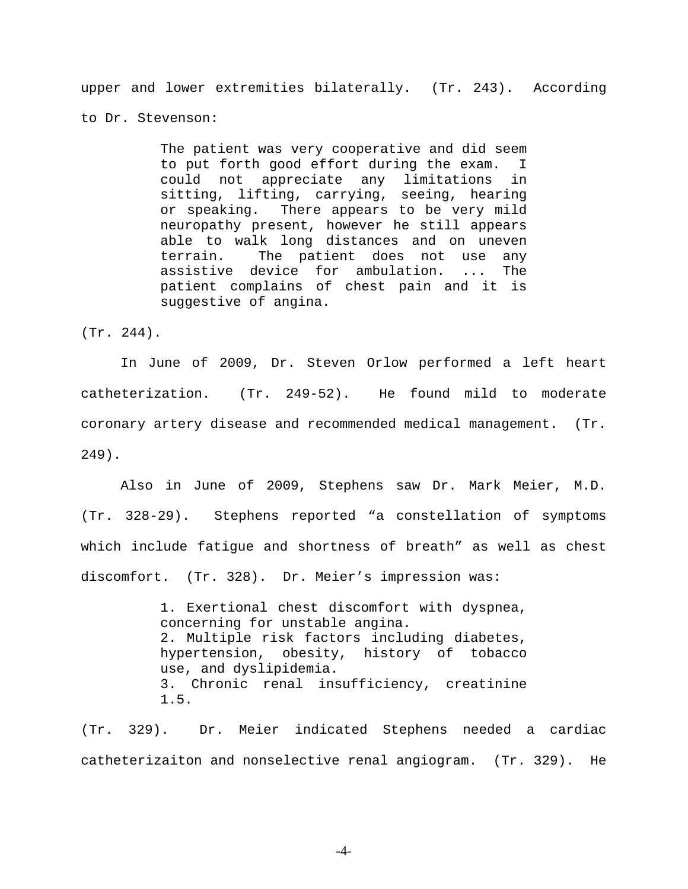upper and lower extremities bilaterally. (Tr. 243). According to Dr. Stevenson:

> The patient was very cooperative and did seem to put forth good effort during the exam. I could not appreciate any limitations in sitting, lifting, carrying, seeing, hearing or speaking. There appears to be very mild neuropathy present, however he still appears able to walk long distances and on uneven terrain. The patient does not use any assistive device for ambulation. ... The patient complains of chest pain and it is suggestive of angina.

(Tr. 244).

In June of 2009, Dr. Steven Orlow performed a left heart catheterization. (Tr. 249-52). He found mild to moderate coronary artery disease and recommended medical management. (Tr. 249).

Also in June of 2009, Stephens saw Dr. Mark Meier, M.D. (Tr. 328-29). Stephens reported "a constellation of symptoms which include fatigue and shortness of breath" as well as chest discomfort. (Tr. 328). Dr. Meier's impression was:

> 1. Exertional chest discomfort with dyspnea, concerning for unstable angina.
> 2. Multiple risk factors including diabetes, hypertension, obesity, history of tobacco use, and dyslipidemia.
> 3. Chronic renal insufficiency, creatinine 1.5.

(Tr. 329). Dr. Meier indicated Stephens needed a cardiac catheterizaiton and nonselective renal angiogram. (Tr. 329). He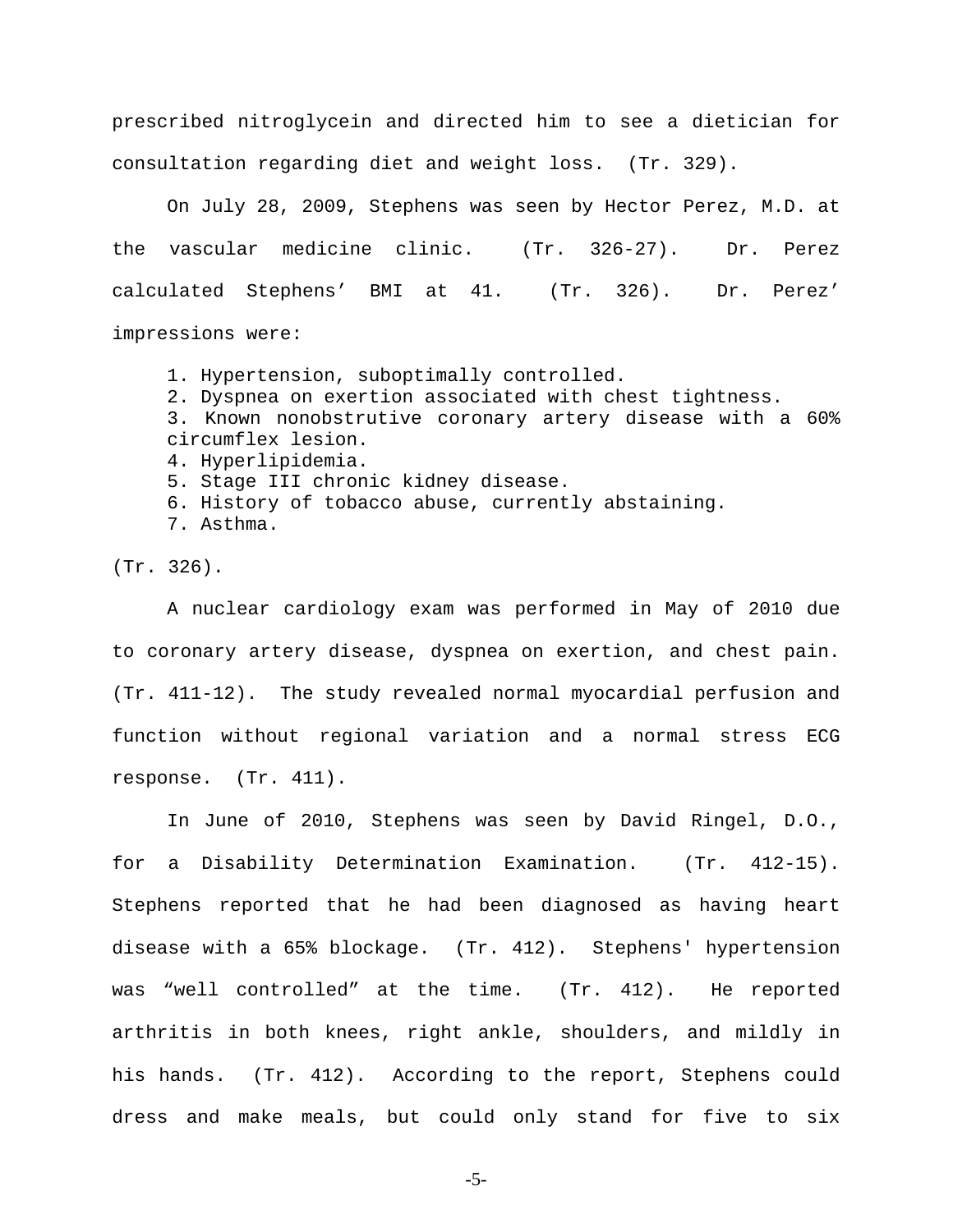prescribed nitroglycein and directed him to see a dietician for consultation regarding diet and weight loss. (Tr. 329).

On July 28, 2009, Stephens was seen by Hector Perez, M.D. at the vascular medicine clinic. (Tr. 326-27). Dr. Perez calculated Stephens' BMI at 41. (Tr. 326). Dr. Perez' impressions were:

> 1. Hypertension, suboptimally controlled.
> 2. Dyspnea on exertion associated with chest tightness.
> 3. Known nonobstrutive coronary artery disease with a 60% circumflex lesion.
> 4. Hyperlipidemia.
> 5. Stage III chronic kidney disease.
> 6. History of tobacco abuse, currently abstaining.
> 7. Asthma.

(Tr. 326).

A nuclear cardiology exam was performed in May of 2010 due to coronary artery disease, dyspnea on exertion, and chest pain. (Tr. 411-12). The study revealed normal myocardial perfusion and function without regional variation and a normal stress ECG response. (Tr. 411).

In June of 2010, Stephens was seen by David Ringel, D.O., for a Disability Determination Examination. (Tr. 412-15). Stephens reported that he had been diagnosed as having heart disease with a 65% blockage. (Tr. 412). Stephens' hypertension was "well controlled" at the time. (Tr. 412). He reported arthritis in both knees, right ankle, shoulders, and mildly in his hands. (Tr. 412). According to the report, Stephens could dress and make meals, but could only stand for five to six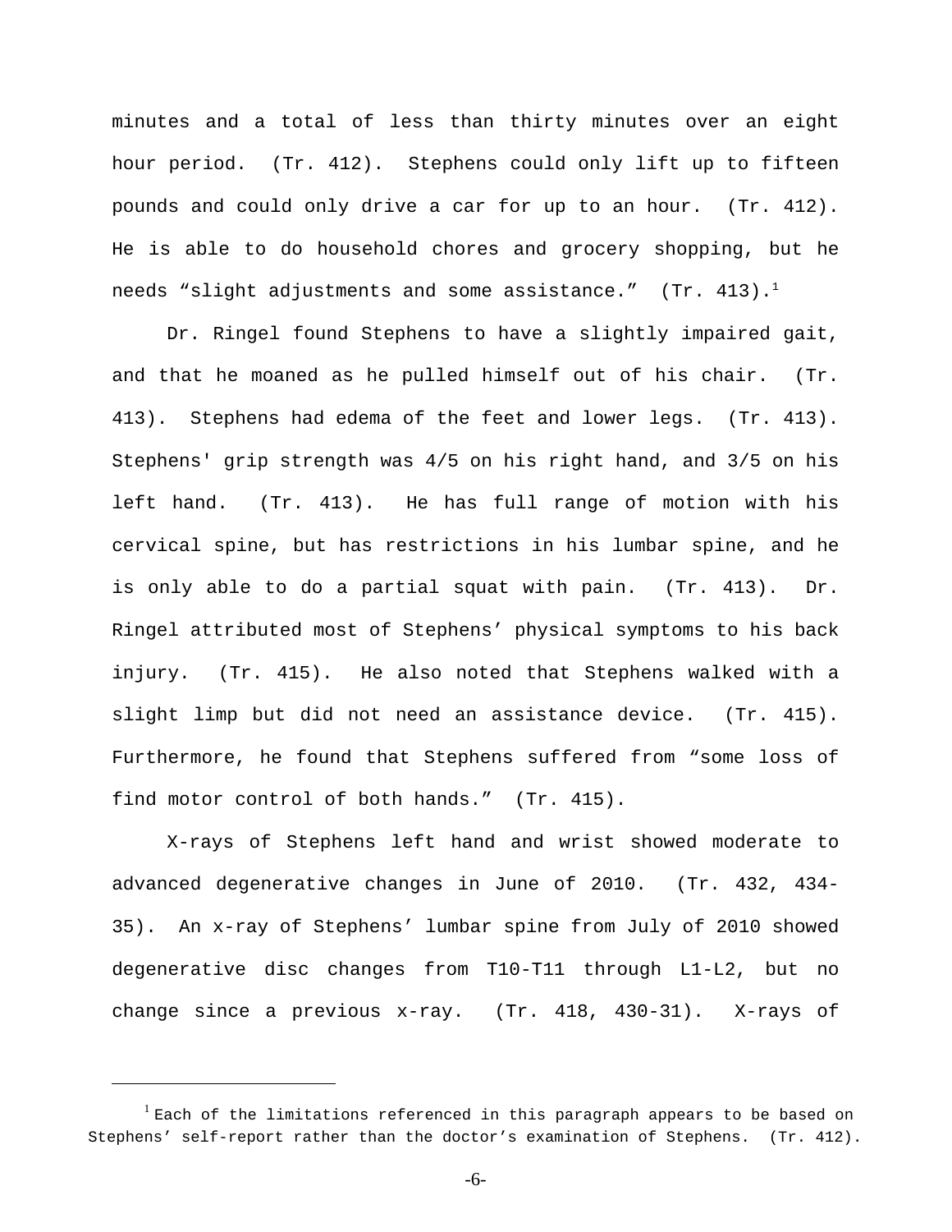minutes and a total of less than thirty minutes over an eight hour period. (Tr. 412). Stephens could only lift up to fifteen pounds and could only drive a car for up to an hour. (Tr. 412). He is able to do household chores and grocery shopping, but he needs "slight adjustments and some assistance." (Tr. 413).[1]

Dr. Ringel found Stephens to have a slightly impaired gait, and that he moaned as he pulled himself out of his chair. (Tr. 413). Stephens had edema of the feet and lower legs. (Tr. 413). Stephens' grip strength was 4/5 on his right hand, and 3/5 on his left hand. (Tr. 413). He has full range of motion with his cervical spine, but has restrictions in his lumbar spine, and he is only able to do a partial squat with pain. (Tr. 413). Dr. Ringel attributed most of Stephens' physical symptoms to his back injury. (Tr. 415). He also noted that Stephens walked with a slight limp but did not need an assistance device. (Tr. 415). Furthermore, he found that Stephens suffered from "some loss of find motor control of both hands." (Tr. 415).

X-rays of Stephens left hand and wrist showed moderate to advanced degenerative changes in June of 2010. (Tr. 432, 434-35). An x-ray of Stephens' lumbar spine from July of 2010 showed degenerative disc changes from T10-T11 through L1-L2, but no change since a previous x-ray. (Tr. 418, 430-31). X-rays of

---

[1] Each of the limitations referenced in this paragraph appears to be based on Stephens' self-report rather than the doctor's examination of Stephens. (Tr. 412).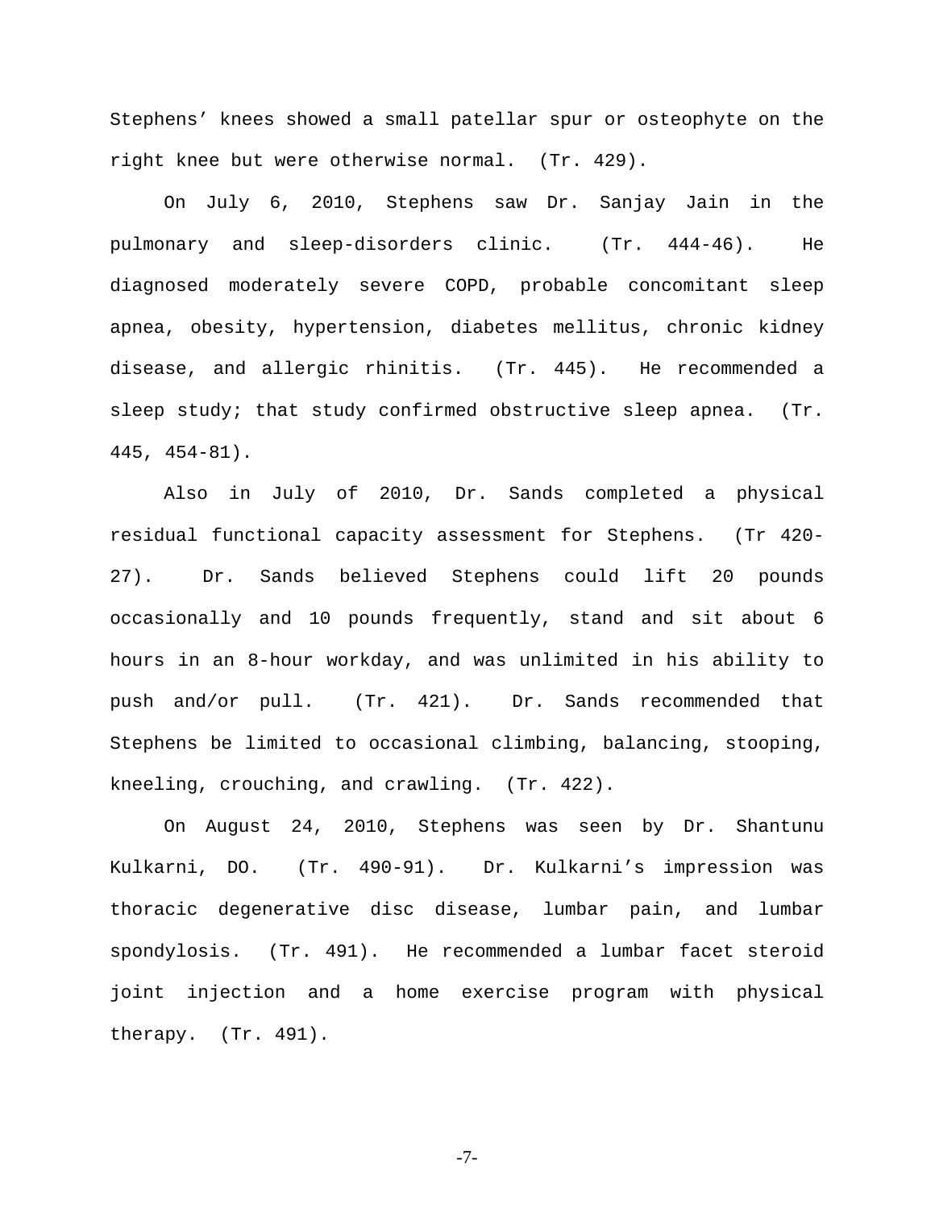Stephens’ knees showed a small patellar spur or osteophyte on the right knee but were otherwise normal. (Tr. 429).

On July 6, 2010, Stephens saw Dr. Sanjay Jain in the pulmonary and sleep-disorders clinic. (Tr. 444-46). He diagnosed moderately severe COPD, probable concomitant sleep apnea, obesity, hypertension, diabetes mellitus, chronic kidney disease, and allergic rhinitis. (Tr. 445). He recommended a sleep study; that study confirmed obstructive sleep apnea. (Tr. 445, 454-81).

Also in July of 2010, Dr. Sands completed a physical residual functional capacity assessment for Stephens. (Tr 420-27). Dr. Sands believed Stephens could lift 20 pounds occasionally and 10 pounds frequently, stand and sit about 6 hours in an 8-hour workday, and was unlimited in his ability to push and/or pull. (Tr. 421). Dr. Sands recommended that Stephens be limited to occasional climbing, balancing, stooping, kneeling, crouching, and crawling. (Tr. 422).

On August 24, 2010, Stephens was seen by Dr. Shantunu Kulkarni, DO. (Tr. 490-91). Dr. Kulkarni’s impression was thoracic degenerative disc disease, lumbar pain, and lumbar spondylosis. (Tr. 491). He recommended a lumbar facet steroid joint injection and a home exercise program with physical therapy. (Tr. 491).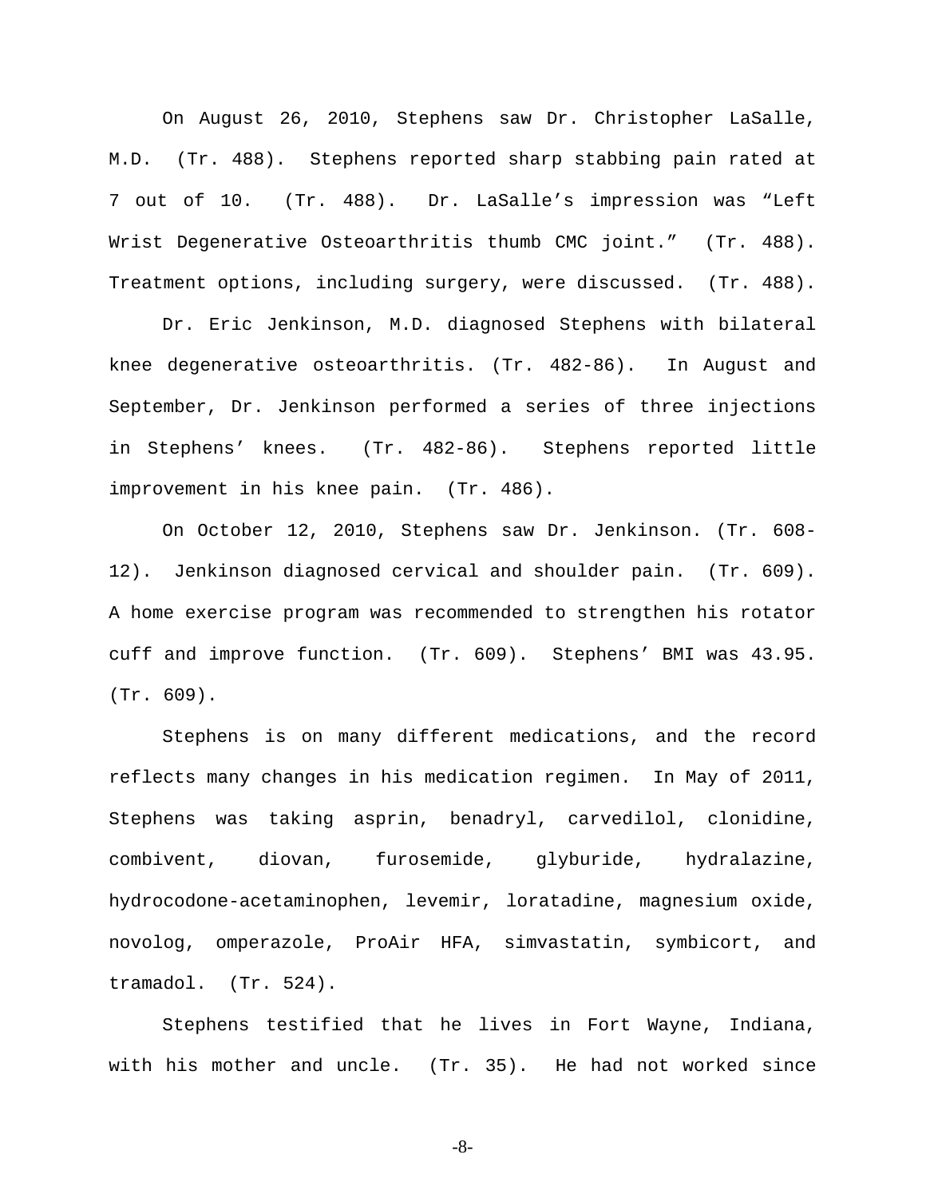On August 26, 2010, Stephens saw Dr. Christopher LaSalle, M.D. (Tr. 488). Stephens reported sharp stabbing pain rated at 7 out of 10. (Tr. 488). Dr. LaSalle's impression was "Left Wrist Degenerative Osteoarthritis thumb CMC joint." (Tr. 488). Treatment options, including surgery, were discussed. (Tr. 488).

Dr. Eric Jenkinson, M.D. diagnosed Stephens with bilateral knee degenerative osteoarthritis. (Tr. 482-86). In August and September, Dr. Jenkinson performed a series of three injections in Stephens' knees. (Tr. 482-86). Stephens reported little improvement in his knee pain. (Tr. 486).

On October 12, 2010, Stephens saw Dr. Jenkinson. (Tr. 608-12). Jenkinson diagnosed cervical and shoulder pain. (Tr. 609). A home exercise program was recommended to strengthen his rotator cuff and improve function. (Tr. 609). Stephens' BMI was 43.95. (Tr. 609).

Stephens is on many different medications, and the record reflects many changes in his medication regimen. In May of 2011, Stephens was taking asprin, benadryl, carvedilol, clonidine, combivent, diovan, furosemide, glyburide, hydralazine, hydrocodone-acetaminophen, levemir, loratadine, magnesium oxide, novolog, omperazole, ProAir HFA, simvastatin, symbicort, and tramadol. (Tr. 524).

Stephens testified that he lives in Fort Wayne, Indiana, with his mother and uncle. (Tr. 35). He had not worked since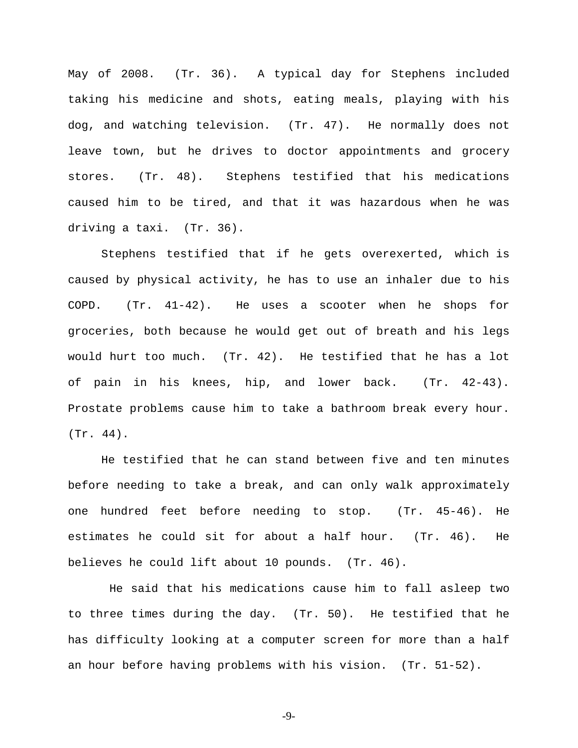May of 2008. (Tr. 36). A typical day for Stephens included taking his medicine and shots, eating meals, playing with his dog, and watching television. (Tr. 47). He normally does not leave town, but he drives to doctor appointments and grocery stores. (Tr. 48). Stephens testified that his medications caused him to be tired, and that it was hazardous when he was driving a taxi. (Tr. 36).

Stephens testified that if he gets overexerted, which is caused by physical activity, he has to use an inhaler due to his COPD. (Tr. 41-42). He uses a scooter when he shops for groceries, both because he would get out of breath and his legs would hurt too much. (Tr. 42). He testified that he has a lot of pain in his knees, hip, and lower back. (Tr. 42-43). Prostate problems cause him to take a bathroom break every hour. (Tr. 44).

He testified that he can stand between five and ten minutes before needing to take a break, and can only walk approximately one hundred feet before needing to stop. (Tr. 45-46). He estimates he could sit for about a half hour. (Tr. 46). He believes he could lift about 10 pounds. (Tr. 46).

He said that his medications cause him to fall asleep two to three times during the day. (Tr. 50). He testified that he has difficulty looking at a computer screen for more than a half an hour before having problems with his vision. (Tr. 51-52).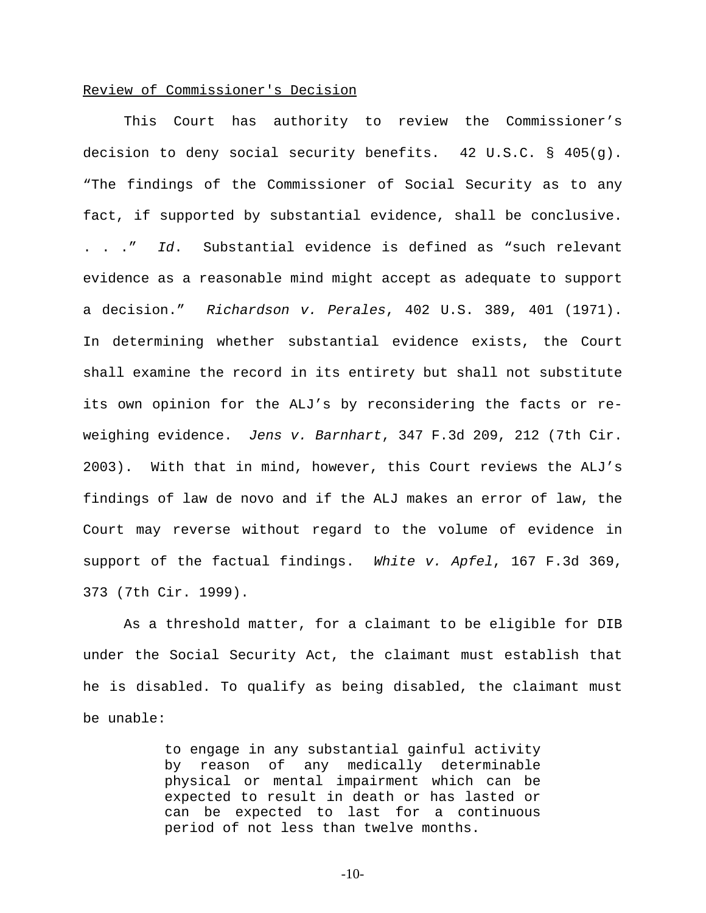<u>Review of Commissioner's Decision</u>

This Court has authority to review the Commissioner's decision to deny social security benefits. 42 U.S.C. § 405(g). "The findings of the Commissioner of Social Security as to any fact, if supported by substantial evidence, shall be conclusive. . . ." *Id*. Substantial evidence is defined as "such relevant evidence as a reasonable mind might accept as adequate to support a decision." *Richardson v. Perales*, 402 U.S. 389, 401 (1971). In determining whether substantial evidence exists, the Court shall examine the record in its entirety but shall not substitute its own opinion for the ALJ's by reconsidering the facts or re-weighing evidence. *Jens v. Barnhart*, 347 F.3d 209, 212 (7th Cir. 2003). With that in mind, however, this Court reviews the ALJ's findings of law de novo and if the ALJ makes an error of law, the Court may reverse without regard to the volume of evidence in support of the factual findings. *White v. Apfel*, 167 F.3d 369, 373 (7th Cir. 1999).

As a threshold matter, for a claimant to be eligible for DIB under the Social Security Act, the claimant must establish that he is disabled. To qualify as being disabled, the claimant must be unable:

> to engage in any substantial gainful activity by reason of any medically determinable physical or mental impairment which can be expected to result in death or has lasted or can be expected to last for a continuous period of not less than twelve months.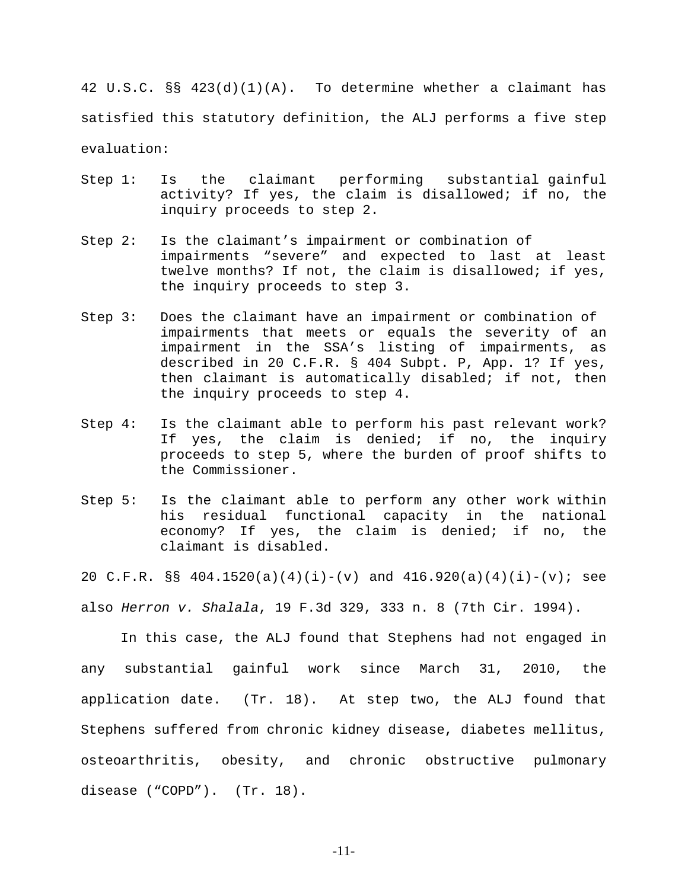42 U.S.C. §§ 423(d)(1)(A). To determine whether a claimant has satisfied this statutory definition, the ALJ performs a five step evaluation:

Step 1: Is the claimant performing substantial gainful activity? If yes, the claim is disallowed; if no, the inquiry proceeds to step 2.

Step 2: Is the claimant's impairment or combination of impairments "severe" and expected to last at least twelve months? If not, the claim is disallowed; if yes, the inquiry proceeds to step 3.

Step 3: Does the claimant have an impairment or combination of impairments that meets or equals the severity of an impairment in the SSA's listing of impairments, as described in 20 C.F.R. § 404 Subpt. P, App. 1? If yes, then claimant is automatically disabled; if not, then the inquiry proceeds to step 4.

Step 4: Is the claimant able to perform his past relevant work? If yes, the claim is denied; if no, the inquiry proceeds to step 5, where the burden of proof shifts to the Commissioner.

Step 5: Is the claimant able to perform any other work within his residual functional capacity in the national economy? If yes, the claim is denied; if no, the claimant is disabled.

20 C.F.R. §§ 404.1520(a)(4)(i)-(v) and 416.920(a)(4)(i)-(v); see also *Herron v. Shalala*, 19 F.3d 329, 333 n. 8 (7th Cir. 1994).

In this case, the ALJ found that Stephens had not engaged in any substantial gainful work since March 31, 2010, the application date. (Tr. 18). At step two, the ALJ found that Stephens suffered from chronic kidney disease, diabetes mellitus, osteoarthritis, obesity, and chronic obstructive pulmonary disease ("COPD"). (Tr. 18).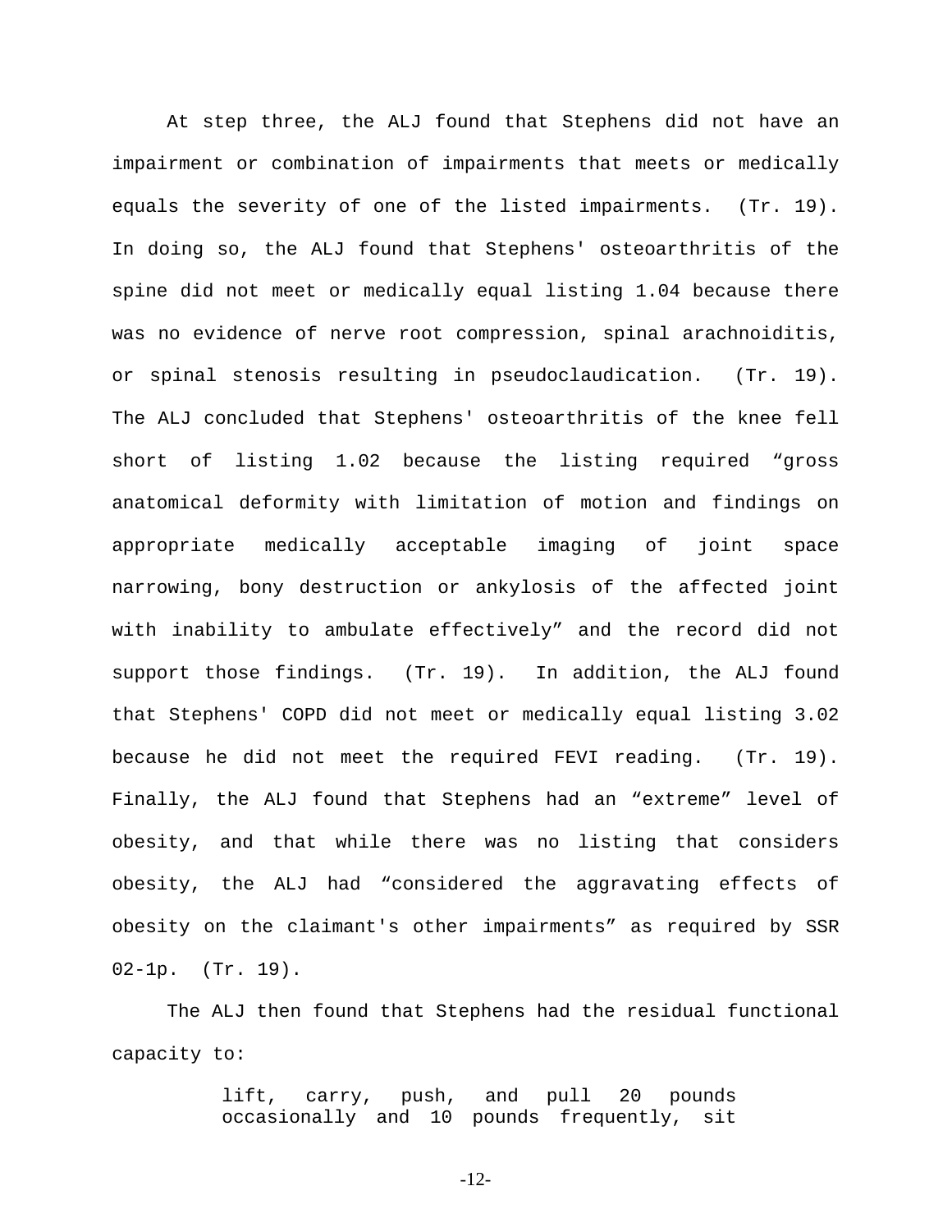At step three, the ALJ found that Stephens did not have an impairment or combination of impairments that meets or medically equals the severity of one of the listed impairments. (Tr. 19). In doing so, the ALJ found that Stephens' osteoarthritis of the spine did not meet or medically equal listing 1.04 because there was no evidence of nerve root compression, spinal arachnoiditis, or spinal stenosis resulting in pseudoclaudication. (Tr. 19). The ALJ concluded that Stephens' osteoarthritis of the knee fell short of listing 1.02 because the listing required "gross anatomical deformity with limitation of motion and findings on appropriate medically acceptable imaging of joint space narrowing, bony destruction or ankylosis of the affected joint with inability to ambulate effectively" and the record did not support those findings. (Tr. 19). In addition, the ALJ found that Stephens' COPD did not meet or medically equal listing 3.02 because he did not meet the required FEVI reading. (Tr. 19). Finally, the ALJ found that Stephens had an "extreme" level of obesity, and that while there was no listing that considers obesity, the ALJ had "considered the aggravating effects of obesity on the claimant's other impairments" as required by SSR 02-1p. (Tr. 19).

The ALJ then found that Stephens had the residual functional capacity to:

> lift, carry, push, and pull 20 pounds occasionally and 10 pounds frequently, sit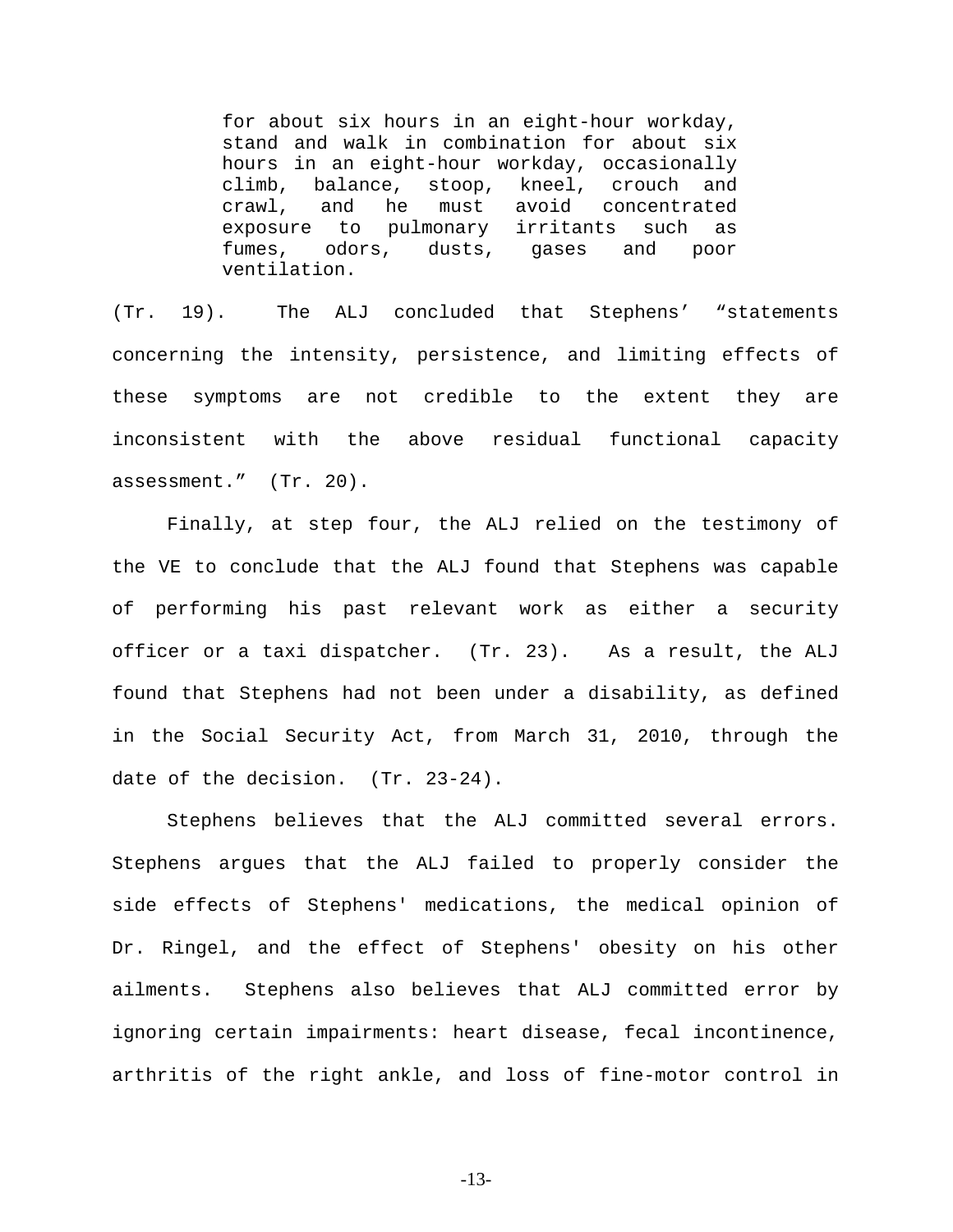> for about six hours in an eight-hour workday, stand and walk in combination for about six hours in an eight-hour workday, occasionally climb, balance, stoop, kneel, crouch and crawl, and he must avoid concentrated exposure to pulmonary irritants such as fumes, odors, dusts, gases and poor ventilation.

(Tr. 19). The ALJ concluded that Stephens' "statements concerning the intensity, persistence, and limiting effects of these symptoms are not credible to the extent they are inconsistent with the above residual functional capacity assessment." (Tr. 20).

Finally, at step four, the ALJ relied on the testimony of the VE to conclude that the ALJ found that Stephens was capable of performing his past relevant work as either a security officer or a taxi dispatcher. (Tr. 23). As a result, the ALJ found that Stephens had not been under a disability, as defined in the Social Security Act, from March 31, 2010, through the date of the decision. (Tr. 23-24).

Stephens believes that the ALJ committed several errors. Stephens argues that the ALJ failed to properly consider the side effects of Stephens' medications, the medical opinion of Dr. Ringel, and the effect of Stephens' obesity on his other ailments. Stephens also believes that ALJ committed error by ignoring certain impairments: heart disease, fecal incontinence, arthritis of the right ankle, and loss of fine-motor control in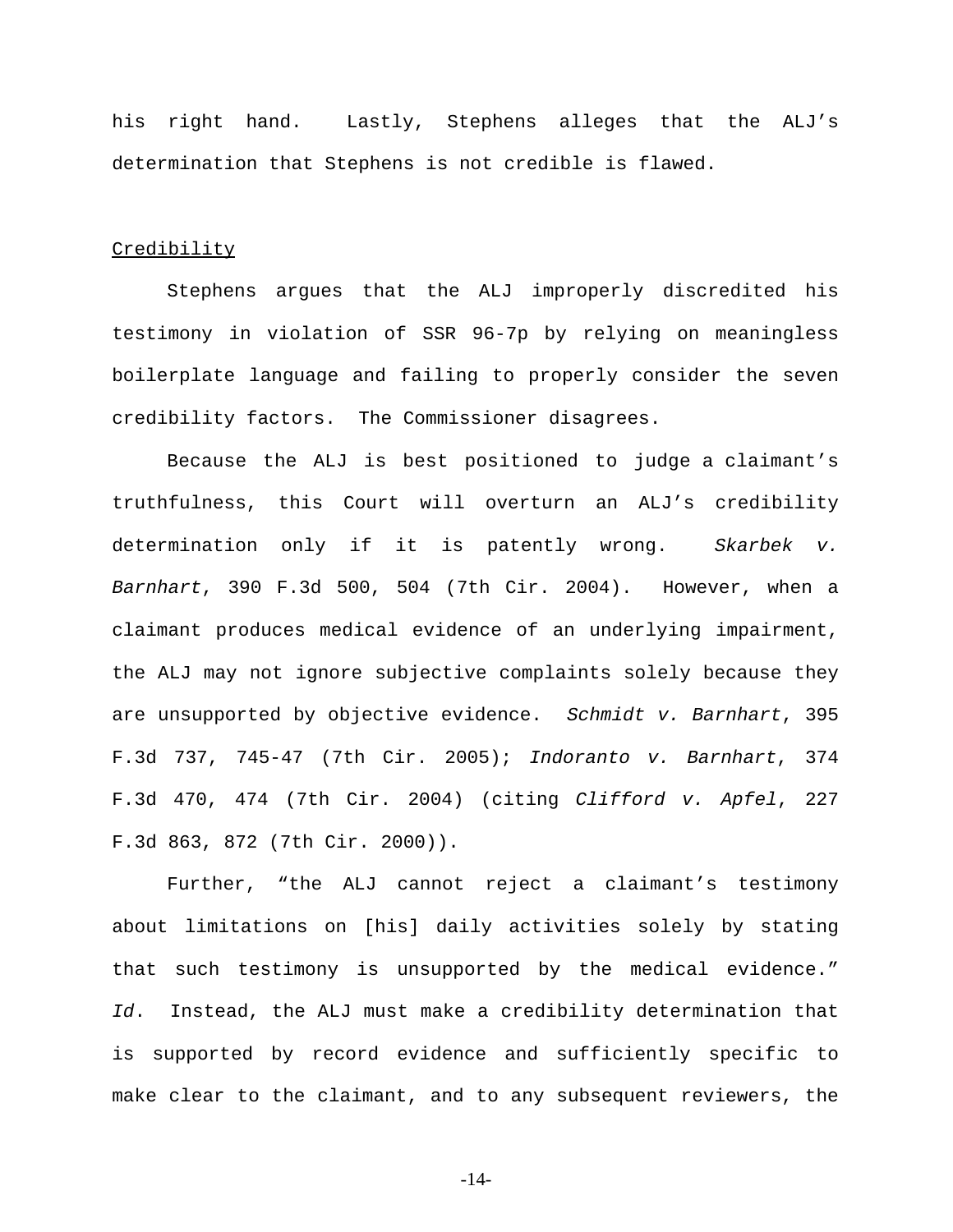his right hand. Lastly, Stephens alleges that the ALJ's determination that Stephens is not credible is flawed.

<u>Credibility</u>

Stephens argues that the ALJ improperly discredited his testimony in violation of SSR 96-7p by relying on meaningless boilerplate language and failing to properly consider the seven credibility factors. The Commissioner disagrees.

Because the ALJ is best positioned to judge a claimant's truthfulness, this Court will overturn an ALJ's credibility determination only if it is patently wrong. *Skarbek v. Barnhart*, 390 F.3d 500, 504 (7th Cir. 2004). However, when a claimant produces medical evidence of an underlying impairment, the ALJ may not ignore subjective complaints solely because they are unsupported by objective evidence. *Schmidt v. Barnhart*, 395 F.3d 737, 745-47 (7th Cir. 2005); *Indoranto v. Barnhart*, 374 F.3d 470, 474 (7th Cir. 2004) (citing *Clifford v. Apfel*, 227 F.3d 863, 872 (7th Cir. 2000)).

Further, "the ALJ cannot reject a claimant's testimony about limitations on [his] daily activities solely by stating that such testimony is unsupported by the medical evidence." *Id*. Instead, the ALJ must make a credibility determination that is supported by record evidence and sufficiently specific to make clear to the claimant, and to any subsequent reviewers, the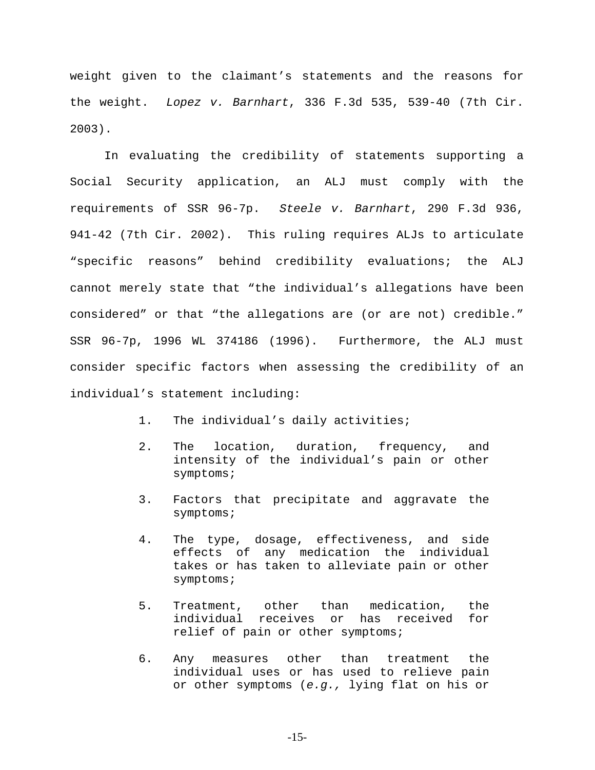weight given to the claimant's statements and the reasons for the weight. *Lopez v. Barnhart*, 336 F.3d 535, 539-40 (7th Cir. 2003).

In evaluating the credibility of statements supporting a Social Security application, an ALJ must comply with the requirements of SSR 96-7p. *Steele v. Barnhart*, 290 F.3d 936, 941-42 (7th Cir. 2002). This ruling requires ALJs to articulate "specific reasons" behind credibility evaluations; the ALJ cannot merely state that "the individual's allegations have been considered" or that "the allegations are (or are not) credible." SSR 96-7p, 1996 WL 374186 (1996). Furthermore, the ALJ must consider specific factors when assessing the credibility of an individual's statement including:

1. The individual's daily activities;
2. The location, duration, frequency, and intensity of the individual's pain or other symptoms;
3. Factors that precipitate and aggravate the symptoms;
4. The type, dosage, effectiveness, and side effects of any medication the individual takes or has taken to alleviate pain or other symptoms;
5. Treatment, other than medication, the individual receives or has received for relief of pain or other symptoms;
6. Any measures other than treatment the individual uses or has used to relieve pain or other symptoms (*e.g.,* lying flat on his or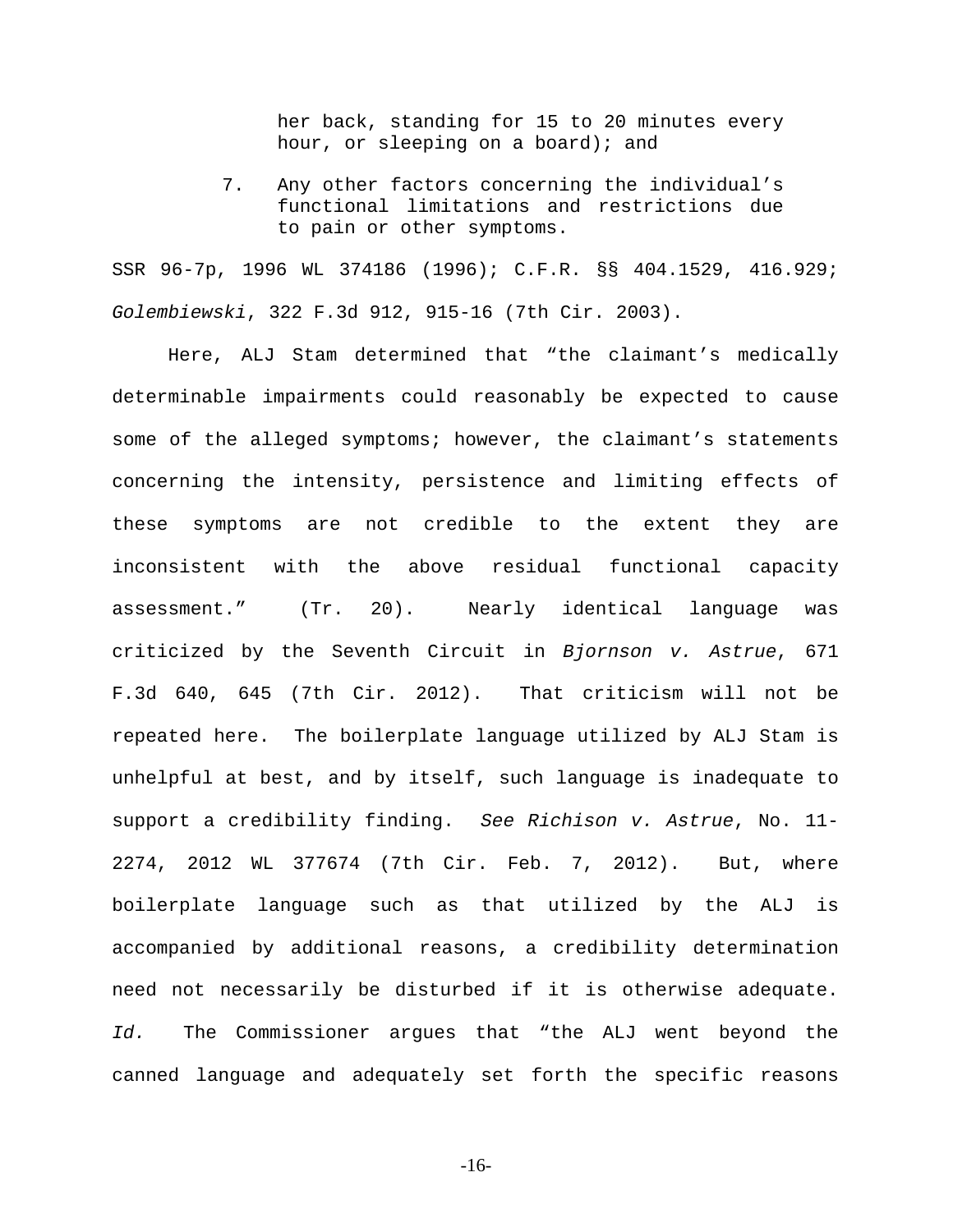her back, standing for 15 to 20 minutes every hour, or sleeping on a board); and

7. Any other factors concerning the individual's functional limitations and restrictions due to pain or other symptoms.

SSR 96-7p, 1996 WL 374186 (1996); C.F.R. §§ 404.1529, 416.929; *Golembiewski*, 322 F.3d 912, 915-16 (7th Cir. 2003).

Here, ALJ Stam determined that "the claimant's medically determinable impairments could reasonably be expected to cause some of the alleged symptoms; however, the claimant's statements concerning the intensity, persistence and limiting effects of these symptoms are not credible to the extent they are inconsistent with the above residual functional capacity assessment." (Tr. 20). Nearly identical language was criticized by the Seventh Circuit in *Bjornson v. Astrue*, 671 F.3d 640, 645 (7th Cir. 2012). That criticism will not be repeated here. The boilerplate language utilized by ALJ Stam is unhelpful at best, and by itself, such language is inadequate to support a credibility finding. *See Richison v. Astrue*, No. 11-2274, 2012 WL 377674 (7th Cir. Feb. 7, 2012). But, where boilerplate language such as that utilized by the ALJ is accompanied by additional reasons, a credibility determination need not necessarily be disturbed if it is otherwise adequate. *Id.* The Commissioner argues that "the ALJ went beyond the canned language and adequately set forth the specific reasons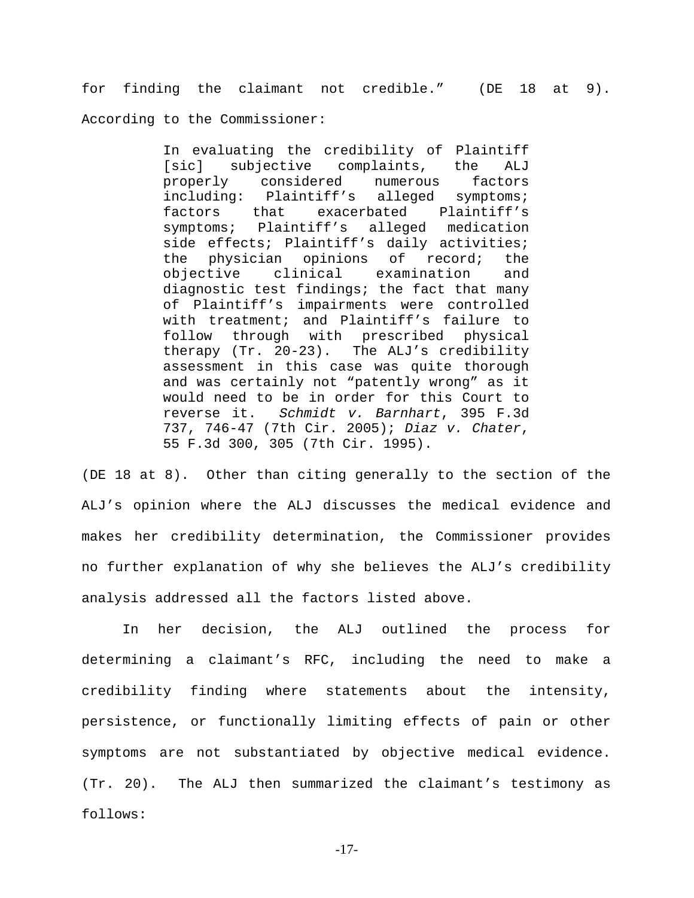for finding the claimant not credible." (DE 18 at 9). According to the Commissioner:

> In evaluating the credibility of Plaintiff [sic] subjective complaints, the ALJ properly considered numerous factors including: Plaintiff's alleged symptoms; factors that exacerbated Plaintiff's symptoms; Plaintiff's alleged medication side effects; Plaintiff's daily activities; the physician opinions of record; the objective clinical examination and diagnostic test findings; the fact that many of Plaintiff's impairments were controlled with treatment; and Plaintiff's failure to follow through with prescribed physical therapy (Tr. 20-23). The ALJ's credibility assessment in this case was quite thorough and was certainly not "patently wrong" as it would need to be in order for this Court to reverse it. *Schmidt v. Barnhart*, 395 F.3d 737, 746-47 (7th Cir. 2005); *Diaz v. Chater*, 55 F.3d 300, 305 (7th Cir. 1995).

(DE 18 at 8). Other than citing generally to the section of the ALJ's opinion where the ALJ discusses the medical evidence and makes her credibility determination, the Commissioner provides no further explanation of why she believes the ALJ's credibility analysis addressed all the factors listed above.

In her decision, the ALJ outlined the process for determining a claimant's RFC, including the need to make a credibility finding where statements about the intensity, persistence, or functionally limiting effects of pain or other symptoms are not substantiated by objective medical evidence. (Tr. 20). The ALJ then summarized the claimant's testimony as follows: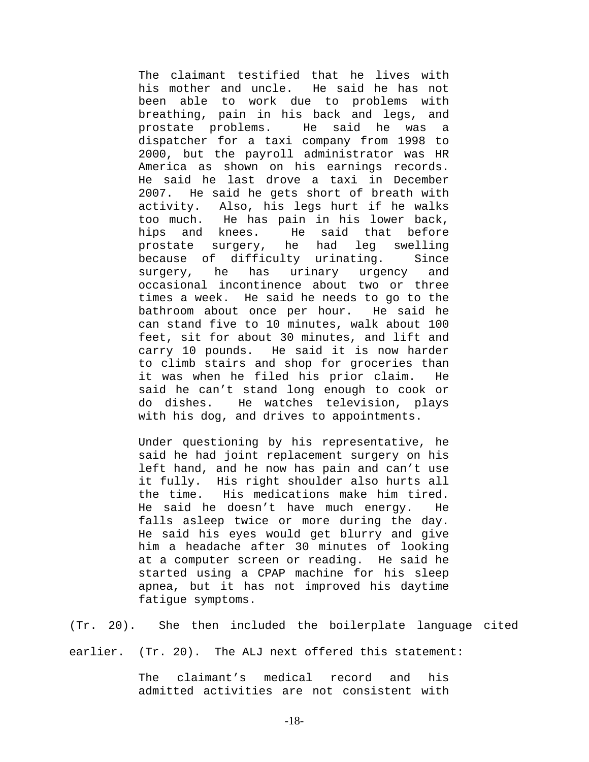> The claimant testified that he lives with his mother and uncle. He said he has not been able to work due to problems with breathing, pain in his back and legs, and prostate problems. He said he was a dispatcher for a taxi company from 1998 to 2000, but the payroll administrator was HR America as shown on his earnings records. He said he last drove a taxi in December 2007. He said he gets short of breath with activity. Also, his legs hurt if he walks too much. He has pain in his lower back, hips and knees. He said that before prostate surgery, he had leg swelling because of difficulty urinating. Since surgery, he has urinary urgency and occasional incontinence about two or three times a week. He said he needs to go to the bathroom about once per hour. He said he can stand five to 10 minutes, walk about 100 feet, sit for about 30 minutes, and lift and carry 10 pounds. He said it is now harder to climb stairs and shop for groceries than it was when he filed his prior claim. He said he can't stand long enough to cook or do dishes. He watches television, plays with his dog, and drives to appointments.
>
> Under questioning by his representative, he said he had joint replacement surgery on his left hand, and he now has pain and can't use it fully. His right shoulder also hurts all the time. His medications make him tired. He said he doesn't have much energy. He falls asleep twice or more during the day. He said his eyes would get blurry and give him a headache after 30 minutes of looking at a computer screen or reading. He said he started using a CPAP machine for his sleep apnea, but it has not improved his daytime fatigue symptoms.

(Tr. 20). She then included the boilerplate language cited earlier. (Tr. 20). The ALJ next offered this statement:

> The claimant's medical record and his admitted activities are not consistent with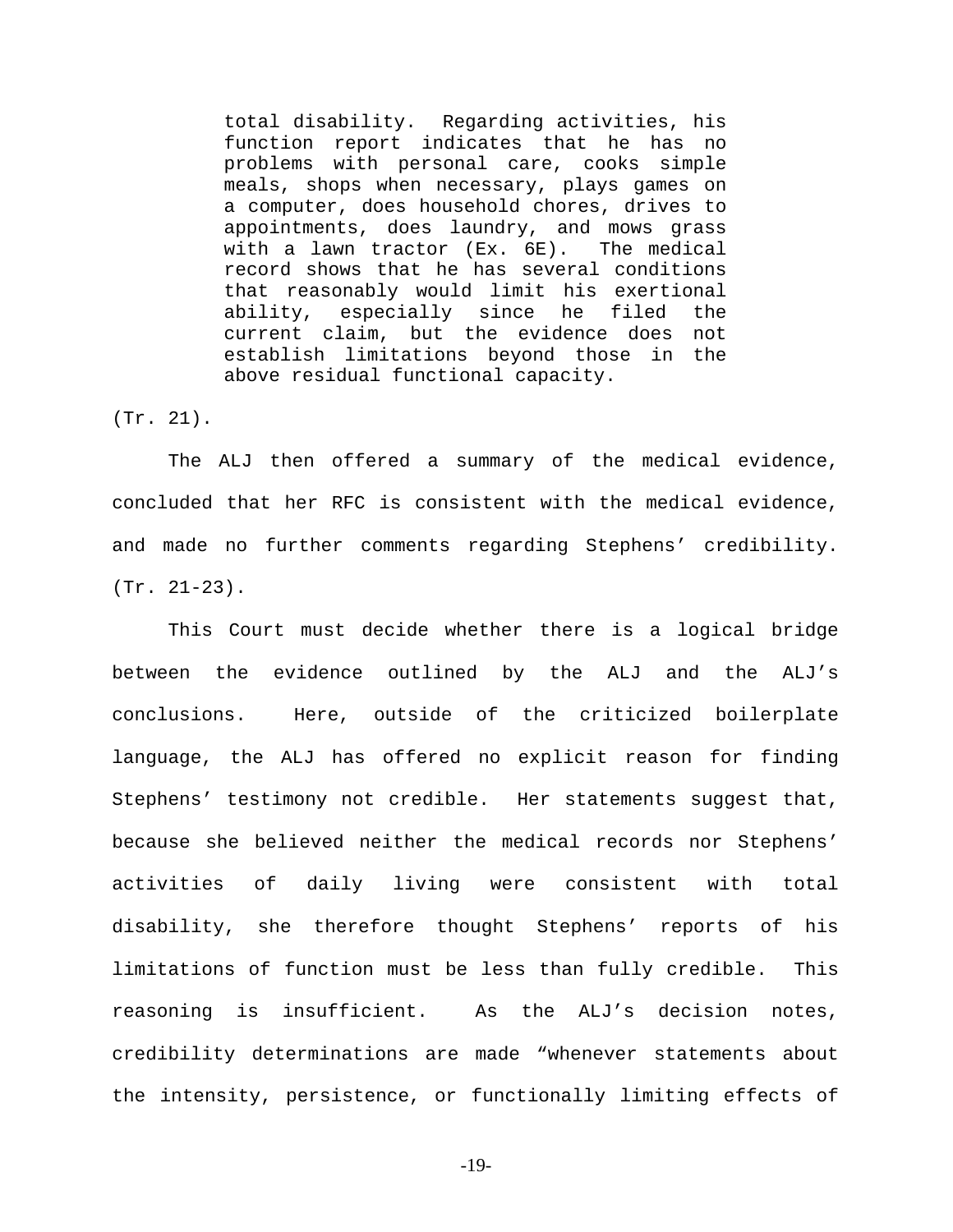> total disability. Regarding activities, his function report indicates that he has no problems with personal care, cooks simple meals, shops when necessary, plays games on a computer, does household chores, drives to appointments, does laundry, and mows grass with a lawn tractor (Ex. 6E). The medical record shows that he has several conditions that reasonably would limit his exertional ability, especially since he filed the current claim, but the evidence does not establish limitations beyond those in the above residual functional capacity.

(Tr. 21).

The ALJ then offered a summary of the medical evidence, concluded that her RFC is consistent with the medical evidence, and made no further comments regarding Stephens' credibility. (Tr. 21-23).

This Court must decide whether there is a logical bridge between the evidence outlined by the ALJ and the ALJ's conclusions. Here, outside of the criticized boilerplate language, the ALJ has offered no explicit reason for finding Stephens' testimony not credible. Her statements suggest that, because she believed neither the medical records nor Stephens' activities of daily living were consistent with total disability, she therefore thought Stephens' reports of his limitations of function must be less than fully credible. This reasoning is insufficient. As the ALJ's decision notes, credibility determinations are made "whenever statements about the intensity, persistence, or functionally limiting effects of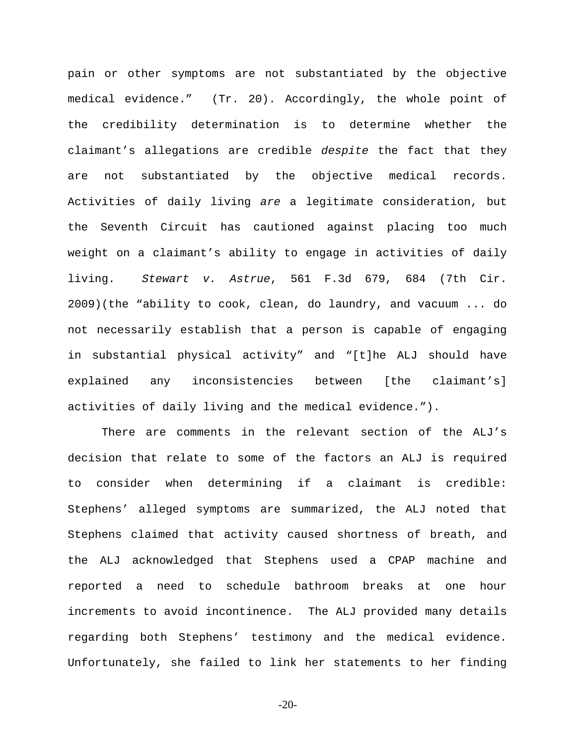pain or other symptoms are not substantiated by the objective medical evidence." (Tr. 20). Accordingly, the whole point of the credibility determination is to determine whether the claimant's allegations are credible *despite* the fact that they are not substantiated by the objective medical records. Activities of daily living *are* a legitimate consideration, but the Seventh Circuit has cautioned against placing too much weight on a claimant's ability to engage in activities of daily living. *Stewart v. Astrue*, 561 F.3d 679, 684 (7th Cir. 2009)(the "ability to cook, clean, do laundry, and vacuum ... do not necessarily establish that a person is capable of engaging in substantial physical activity" and "[t]he ALJ should have explained any inconsistencies between [the claimant's] activities of daily living and the medical evidence.").

There are comments in the relevant section of the ALJ's decision that relate to some of the factors an ALJ is required to consider when determining if a claimant is credible: Stephens' alleged symptoms are summarized, the ALJ noted that Stephens claimed that activity caused shortness of breath, and the ALJ acknowledged that Stephens used a CPAP machine and reported a need to schedule bathroom breaks at one hour increments to avoid incontinence. The ALJ provided many details regarding both Stephens' testimony and the medical evidence. Unfortunately, she failed to link her statements to her finding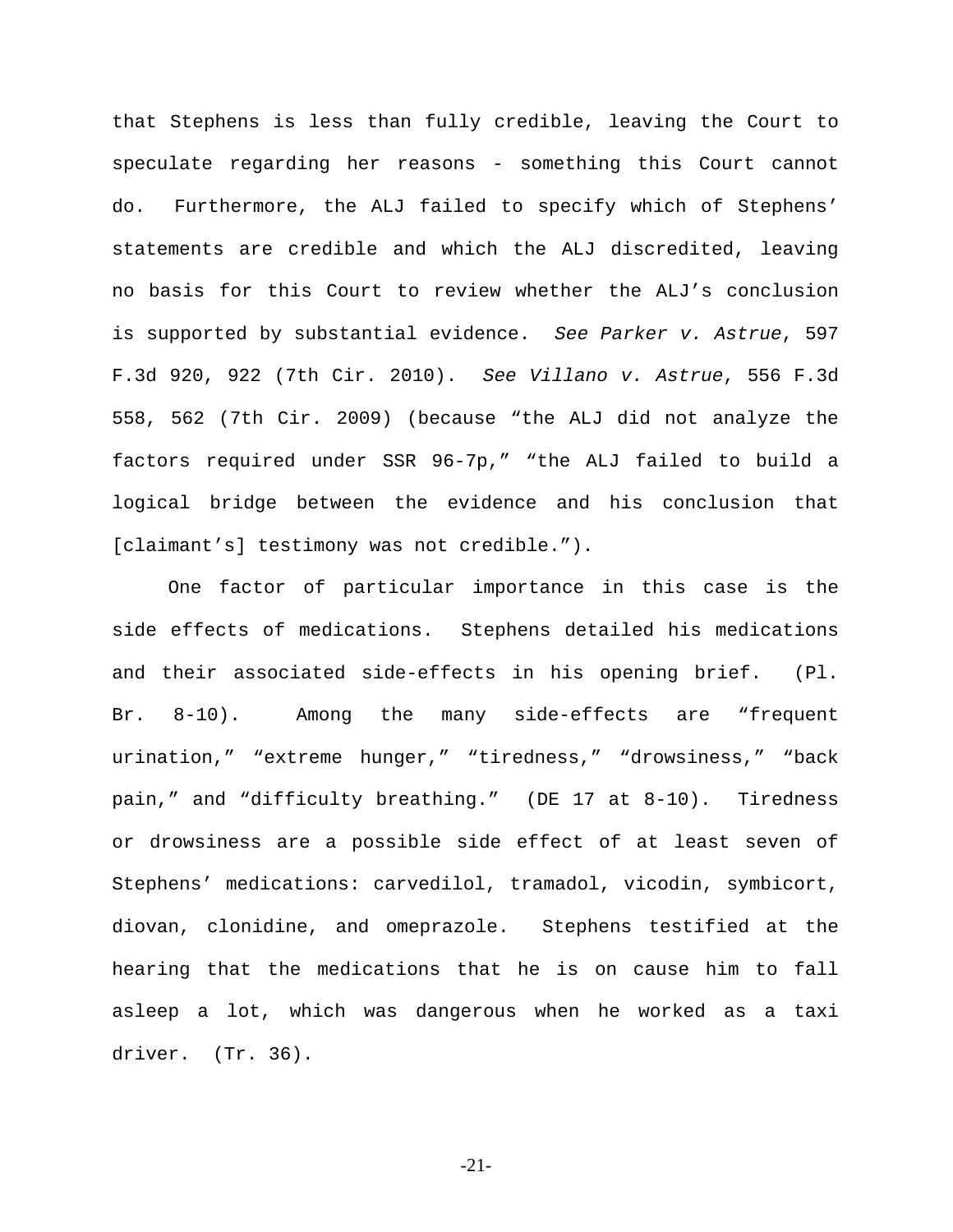that Stephens is less than fully credible, leaving the Court to speculate regarding her reasons - something this Court cannot do. Furthermore, the ALJ failed to specify which of Stephens' statements are credible and which the ALJ discredited, leaving no basis for this Court to review whether the ALJ's conclusion is supported by substantial evidence. *See Parker v. Astrue*, 597 F.3d 920, 922 (7th Cir. 2010). *See Villano v. Astrue*, 556 F.3d 558, 562 (7th Cir. 2009) (because "the ALJ did not analyze the factors required under SSR 96-7p," "the ALJ failed to build a logical bridge between the evidence and his conclusion that [claimant's] testimony was not credible.").

One factor of particular importance in this case is the side effects of medications. Stephens detailed his medications and their associated side-effects in his opening brief. (Pl. Br. 8-10). Among the many side-effects are "frequent urination," "extreme hunger," "tiredness," "drowsiness," "back pain," and "difficulty breathing." (DE 17 at 8-10). Tiredness or drowsiness are a possible side effect of at least seven of Stephens' medications: carvedilol, tramadol, vicodin, symbicort, diovan, clonidine, and omeprazole. Stephens testified at the hearing that the medications that he is on cause him to fall asleep a lot, which was dangerous when he worked as a taxi driver. (Tr. 36).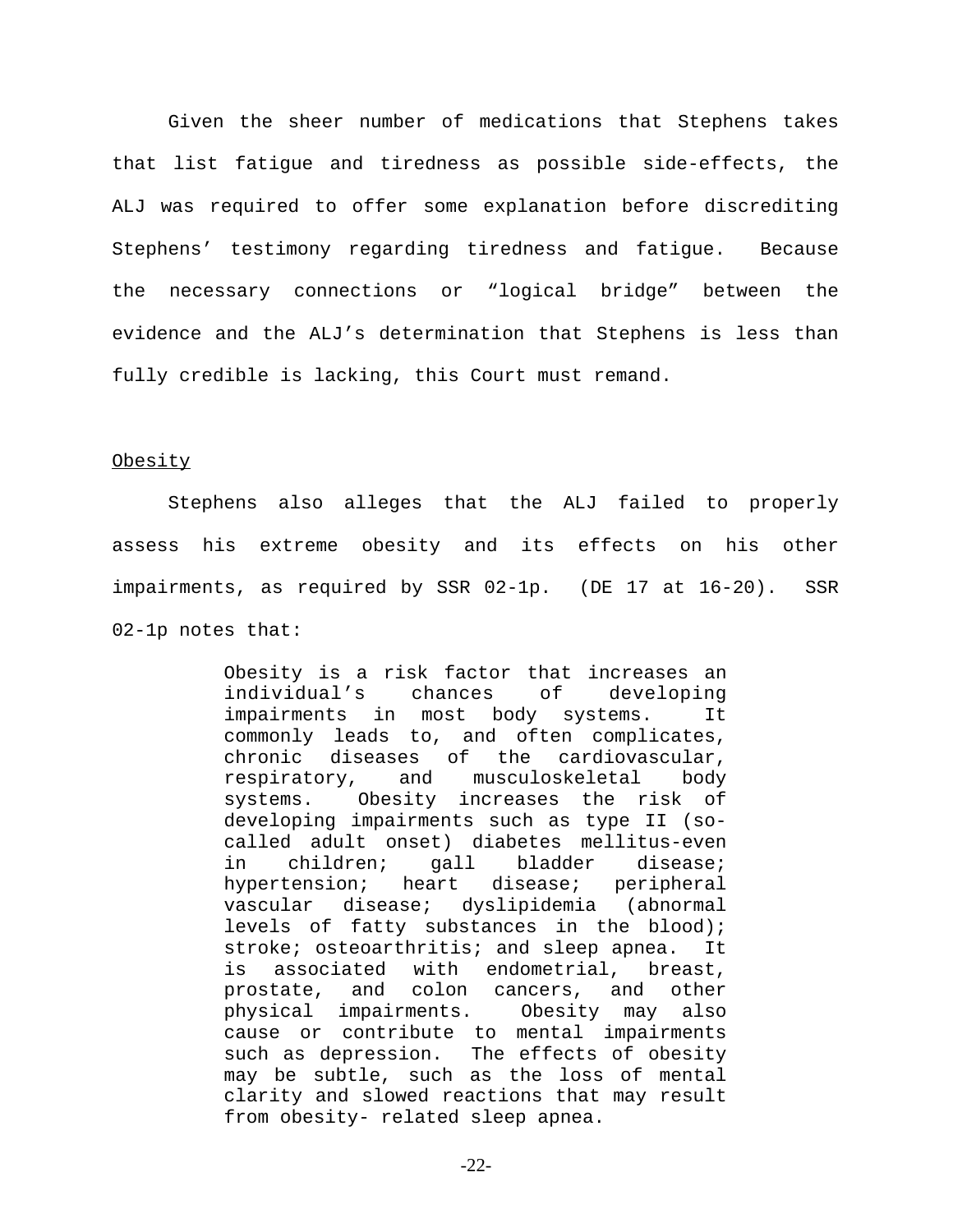Given the sheer number of medications that Stephens takes that list fatigue and tiredness as possible side-effects, the ALJ was required to offer some explanation before discrediting Stephens' testimony regarding tiredness and fatigue. Because the necessary connections or "logical bridge" between the evidence and the ALJ's determination that Stephens is less than fully credible is lacking, this Court must remand.

Obesity

Stephens also alleges that the ALJ failed to properly assess his extreme obesity and its effects on his other impairments, as required by SSR 02-1p. (DE 17 at 16-20). SSR 02-1p notes that:

> Obesity is a risk factor that increases an individual's chances of developing impairments in most body systems. It commonly leads to, and often complicates, chronic diseases of the cardiovascular, respiratory, and musculoskeletal body systems. Obesity increases the risk of developing impairments such as type II (so-called adult onset) diabetes mellitus-even in children; gall bladder disease; hypertension; heart disease; peripheral vascular disease; dyslipidemia (abnormal levels of fatty substances in the blood); stroke; osteoarthritis; and sleep apnea. It is associated with endometrial, breast, prostate, and colon cancers, and other physical impairments. Obesity may also cause or contribute to mental impairments such as depression. The effects of obesity may be subtle, such as the loss of mental clarity and slowed reactions that may result from obesity- related sleep apnea.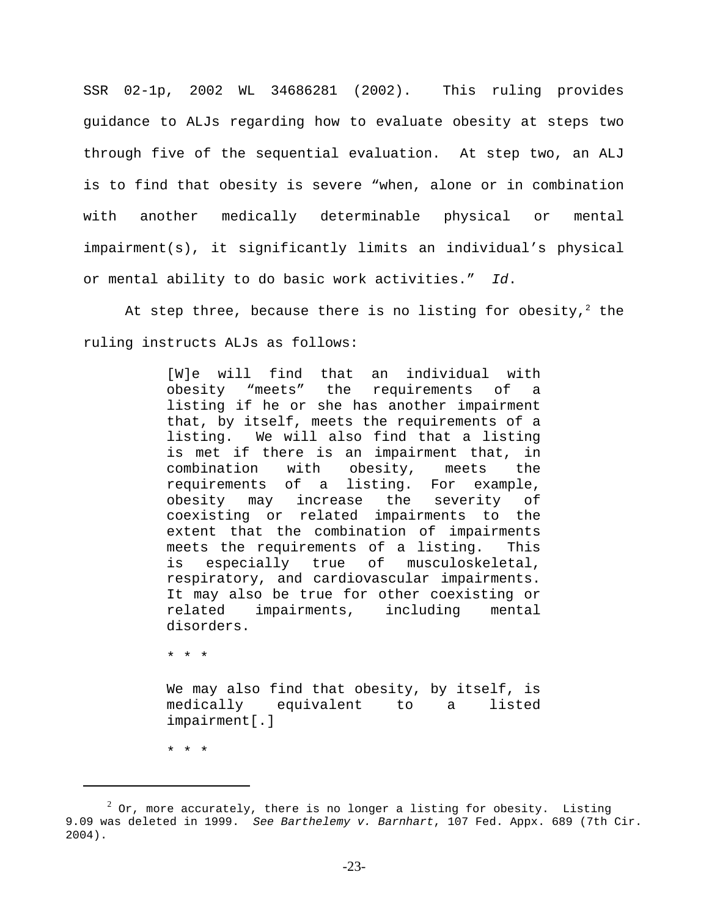SSR 02-1p, 2002 WL 34686281 (2002). This ruling provides guidance to ALJs regarding how to evaluate obesity at steps two through five of the sequential evaluation. At step two, an ALJ is to find that obesity is severe "when, alone or in combination with another medically determinable physical or mental impairment(s), it significantly limits an individual's physical or mental ability to do basic work activities." *Id*.

At step three, because there is no listing for obesity,[2] the ruling instructs ALJs as follows:

> [W]e will find that an individual with obesity "meets" the requirements of a listing if he or she has another impairment that, by itself, meets the requirements of a listing. We will also find that a listing is met if there is an impairment that, in combination with obesity, meets the requirements of a listing. For example, obesity may increase the severity of coexisting or related impairments to the extent that the combination of impairments meets the requirements of a listing. This is especially true of musculoskeletal, respiratory, and cardiovascular impairments. It may also be true for other coexisting or related impairments, including mental disorders.
>
> * * *
>
> We may also find that obesity, by itself, is medically equivalent to a listed impairment[.]
>
> * * *

---

[2] Or, more accurately, there is no longer a listing for obesity. Listing 9.09 was deleted in 1999. *See Barthelemy v. Barnhart*, 107 Fed. Appx. 689 (7th Cir. 2004).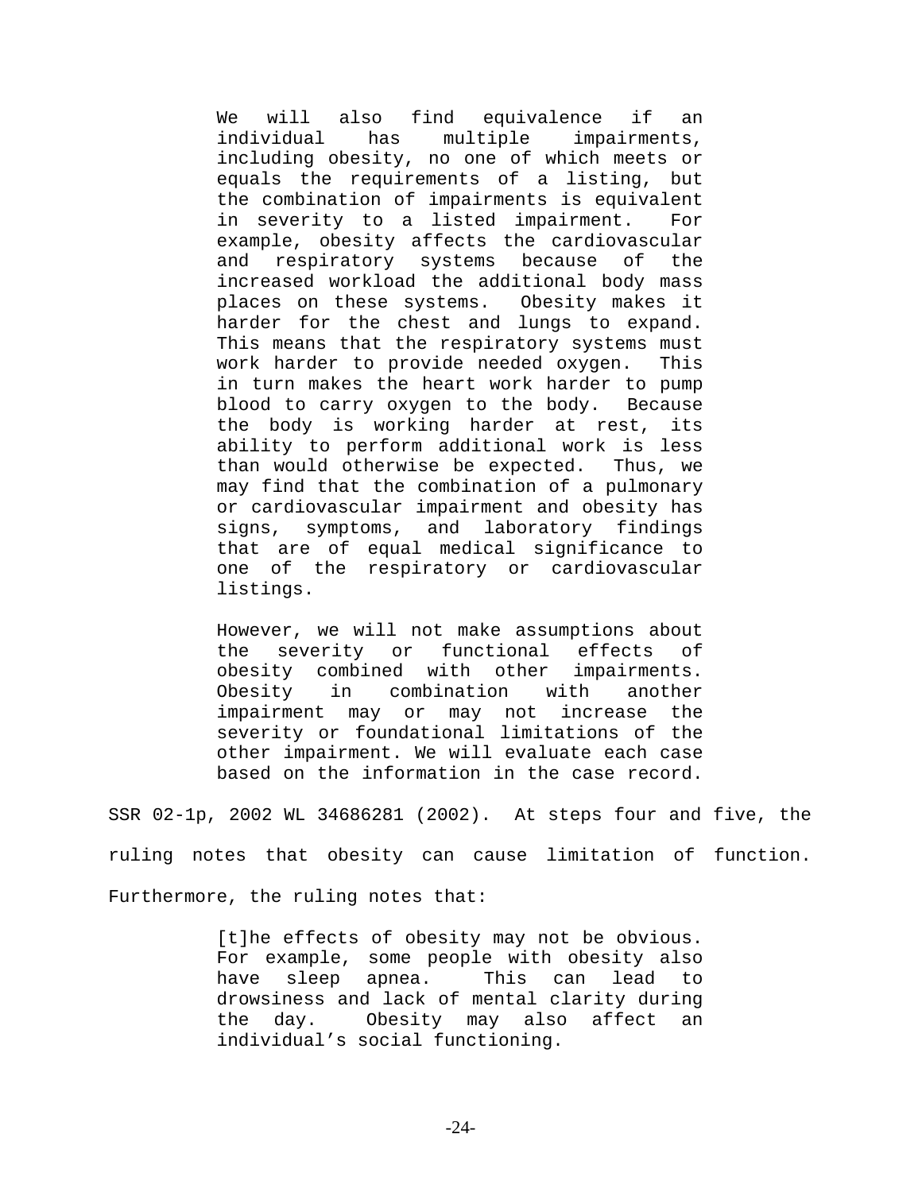> We will also find equivalence if an individual has multiple impairments, including obesity, no one of which meets or equals the requirements of a listing, but the combination of impairments is equivalent in severity to a listed impairment. For example, obesity affects the cardiovascular and respiratory systems because of the increased workload the additional body mass places on these systems. Obesity makes it harder for the chest and lungs to expand. This means that the respiratory systems must work harder to provide needed oxygen. This in turn makes the heart work harder to pump blood to carry oxygen to the body. Because the body is working harder at rest, its ability to perform additional work is less than would otherwise be expected. Thus, we may find that the combination of a pulmonary or cardiovascular impairment and obesity has signs, symptoms, and laboratory findings that are of equal medical significance to one of the respiratory or cardiovascular listings.
>
> However, we will not make assumptions about the severity or functional effects of obesity combined with other impairments. Obesity in combination with another impairment may or may not increase the severity or foundational limitations of the other impairment. We will evaluate each case based on the information in the case record.

SSR 02-1p, 2002 WL 34686281 (2002). At steps four and five, the ruling notes that obesity can cause limitation of function. Furthermore, the ruling notes that:

> [t]he effects of obesity may not be obvious. For example, some people with obesity also have sleep apnea. This can lead to drowsiness and lack of mental clarity during the day. Obesity may also affect an individual's social functioning.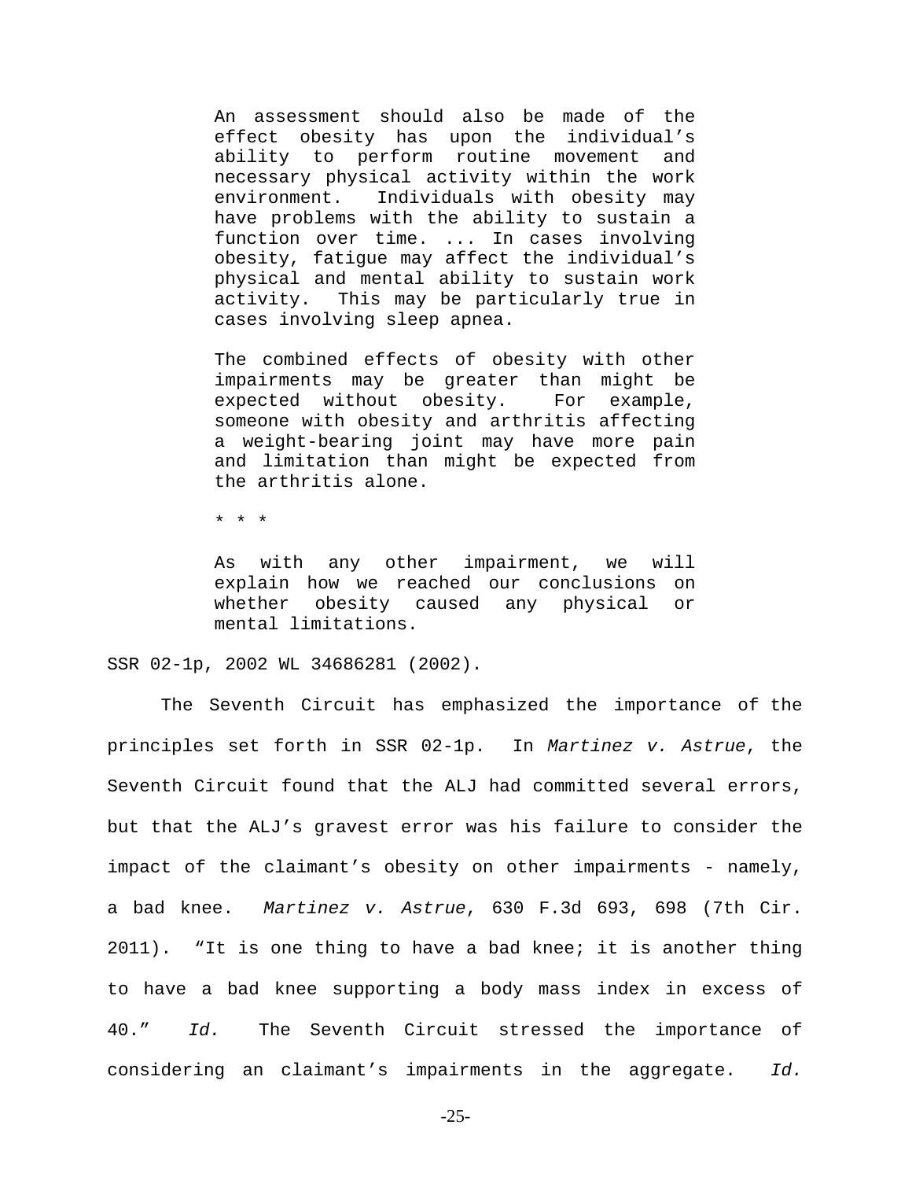> An assessment should also be made of the effect obesity has upon the individual's ability to perform routine movement and necessary physical activity within the work environment. Individuals with obesity may have problems with the ability to sustain a function over time. ... In cases involving obesity, fatigue may affect the individual's physical and mental ability to sustain work activity. This may be particularly true in cases involving sleep apnea.
>
> The combined effects of obesity with other impairments may be greater than might be expected without obesity. For example, someone with obesity and arthritis affecting a weight-bearing joint may have more pain and limitation than might be expected from the arthritis alone.
>
> * * *
>
> As with any other impairment, we will explain how we reached our conclusions on whether obesity caused any physical or mental limitations.

SSR 02-1p, 2002 WL 34686281 (2002).

The Seventh Circuit has emphasized the importance of the principles set forth in SSR 02-1p. In *Martinez v. Astrue*, the Seventh Circuit found that the ALJ had committed several errors, but that the ALJ's gravest error was his failure to consider the impact of the claimant's obesity on other impairments - namely, a bad knee. *Martinez v. Astrue*, 630 F.3d 693, 698 (7th Cir. 2011). "It is one thing to have a bad knee; it is another thing to have a bad knee supporting a body mass index in excess of 40." *Id.* The Seventh Circuit stressed the importance of considering an claimant's impairments in the aggregate. *Id.*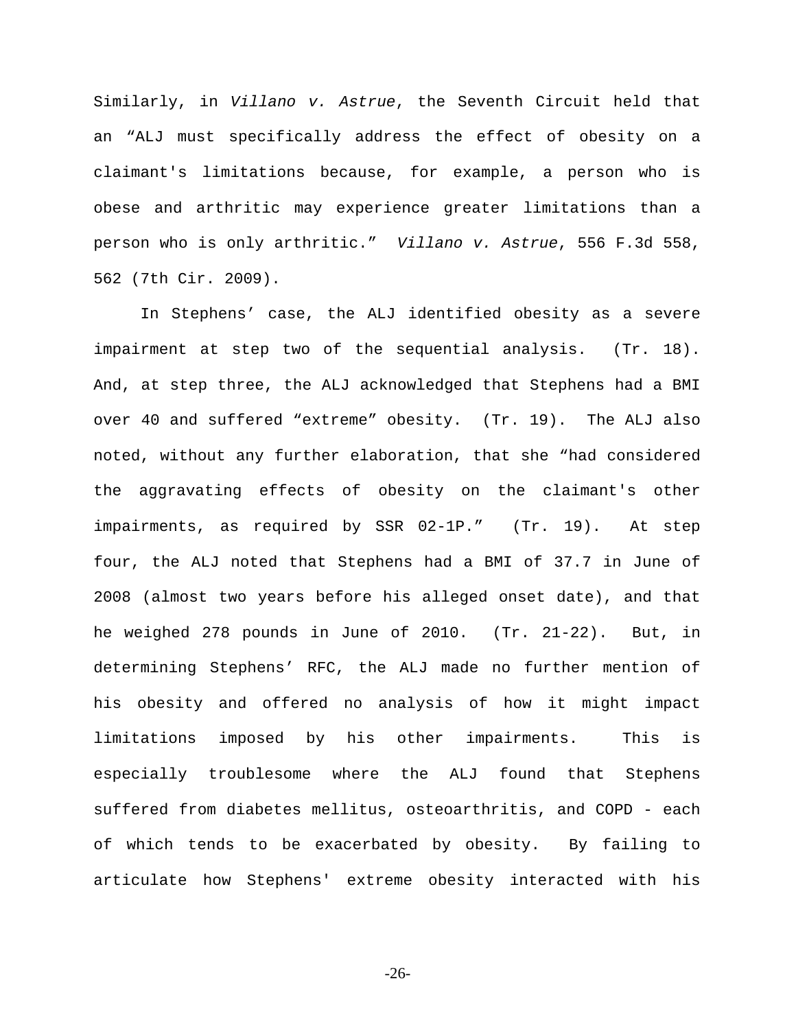Similarly, in *Villano v. Astrue*, the Seventh Circuit held that an “ALJ must specifically address the effect of obesity on a claimant's limitations because, for example, a person who is obese and arthritic may experience greater limitations than a person who is only arthritic.” *Villano v. Astrue*, 556 F.3d 558, 562 (7th Cir. 2009).

In Stephens’ case, the ALJ identified obesity as a severe impairment at step two of the sequential analysis. (Tr. 18). And, at step three, the ALJ acknowledged that Stephens had a BMI over 40 and suffered “extreme” obesity. (Tr. 19). The ALJ also noted, without any further elaboration, that she “had considered the aggravating effects of obesity on the claimant's other impairments, as required by SSR 02-1P.” (Tr. 19). At step four, the ALJ noted that Stephens had a BMI of 37.7 in June of 2008 (almost two years before his alleged onset date), and that he weighed 278 pounds in June of 2010. (Tr. 21-22). But, in determining Stephens’ RFC, the ALJ made no further mention of his obesity and offered no analysis of how it might impact limitations imposed by his other impairments. This is especially troublesome where the ALJ found that Stephens suffered from diabetes mellitus, osteoarthritis, and COPD - each of which tends to be exacerbated by obesity. By failing to articulate how Stephens' extreme obesity interacted with his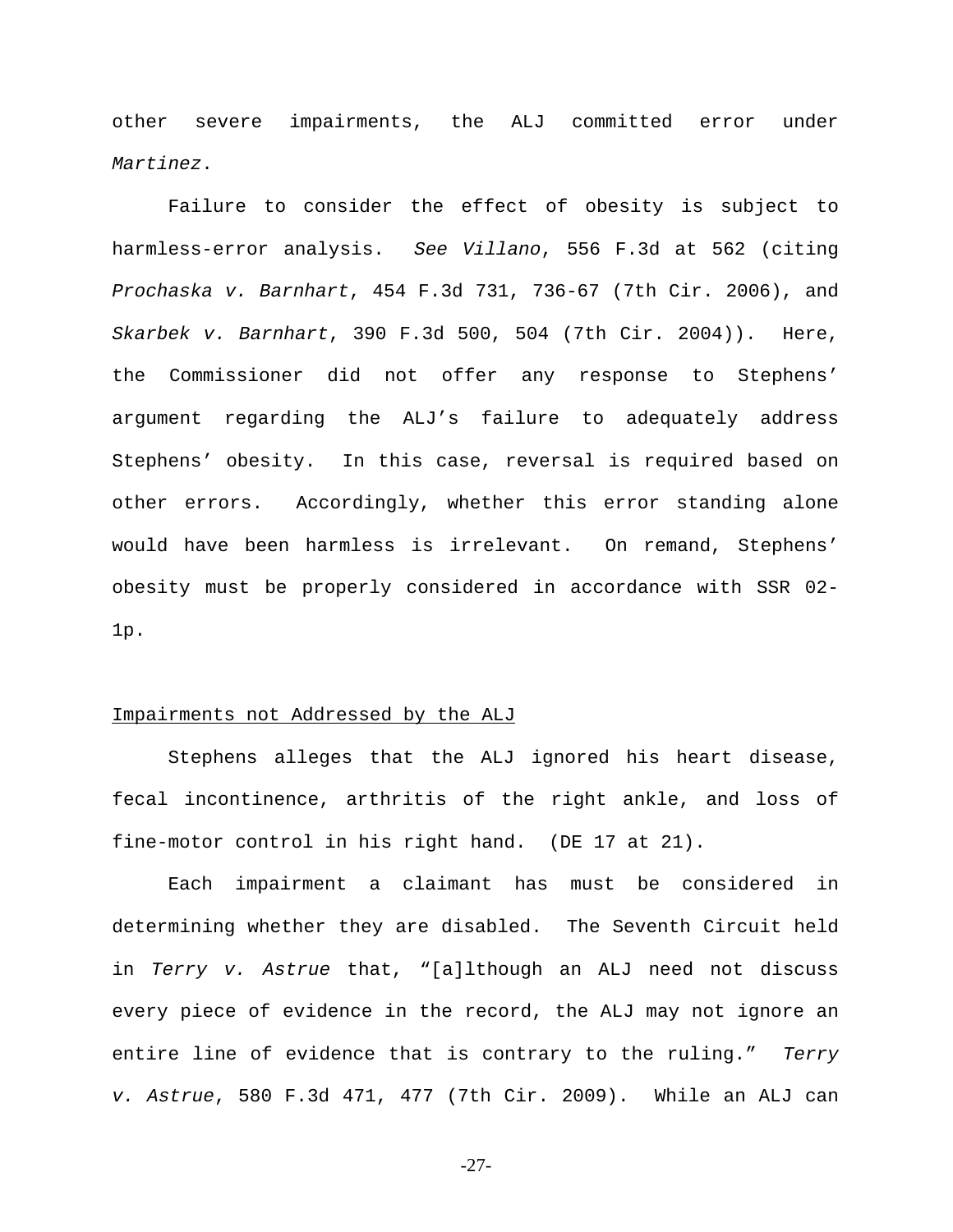other severe impairments, the ALJ committed error under *Martinez*.

Failure to consider the effect of obesity is subject to harmless-error analysis. *See Villano*, 556 F.3d at 562 (citing *Prochaska v. Barnhart*, 454 F.3d 731, 736-67 (7th Cir. 2006), and *Skarbek v. Barnhart*, 390 F.3d 500, 504 (7th Cir. 2004)). Here, the Commissioner did not offer any response to Stephens' argument regarding the ALJ's failure to adequately address Stephens' obesity. In this case, reversal is required based on other errors. Accordingly, whether this error standing alone would have been harmless is irrelevant. On remand, Stephens' obesity must be properly considered in accordance with SSR 02-1p.

Impairments not Addressed by the ALJ

Stephens alleges that the ALJ ignored his heart disease, fecal incontinence, arthritis of the right ankle, and loss of fine-motor control in his right hand. (DE 17 at 21).

Each impairment a claimant has must be considered in determining whether they are disabled. The Seventh Circuit held in *Terry v. Astrue* that, "[a]lthough an ALJ need not discuss every piece of evidence in the record, the ALJ may not ignore an entire line of evidence that is contrary to the ruling." *Terry v. Astrue*, 580 F.3d 471, 477 (7th Cir. 2009). While an ALJ can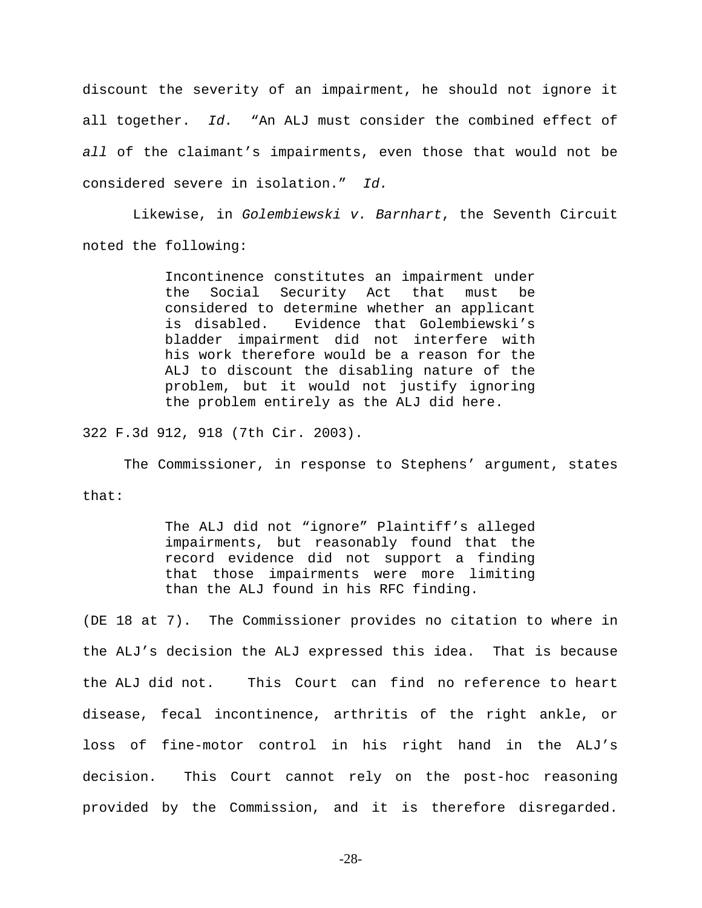discount the severity of an impairment, he should not ignore it all together. *Id.* "An ALJ must consider the combined effect of *all* of the claimant's impairments, even those that would not be considered severe in isolation." *Id.*

Likewise, in *Golembiewski v. Barnhart*, the Seventh Circuit noted the following:

> Incontinence constitutes an impairment under the Social Security Act that must be considered to determine whether an applicant is disabled. Evidence that Golembiewski's bladder impairment did not interfere with his work therefore would be a reason for the ALJ to discount the disabling nature of the problem, but it would not justify ignoring the problem entirely as the ALJ did here.

322 F.3d 912, 918 (7th Cir. 2003).

The Commissioner, in response to Stephens' argument, states that:

> The ALJ did not "ignore" Plaintiff's alleged impairments, but reasonably found that the record evidence did not support a finding that those impairments were more limiting than the ALJ found in his RFC finding.

(DE 18 at 7). The Commissioner provides no citation to where in the ALJ's decision the ALJ expressed this idea. That is because the ALJ did not. This Court can find no reference to heart disease, fecal incontinence, arthritis of the right ankle, or loss of fine-motor control in his right hand in the ALJ's decision. This Court cannot rely on the post-hoc reasoning provided by the Commission, and it is therefore disregarded.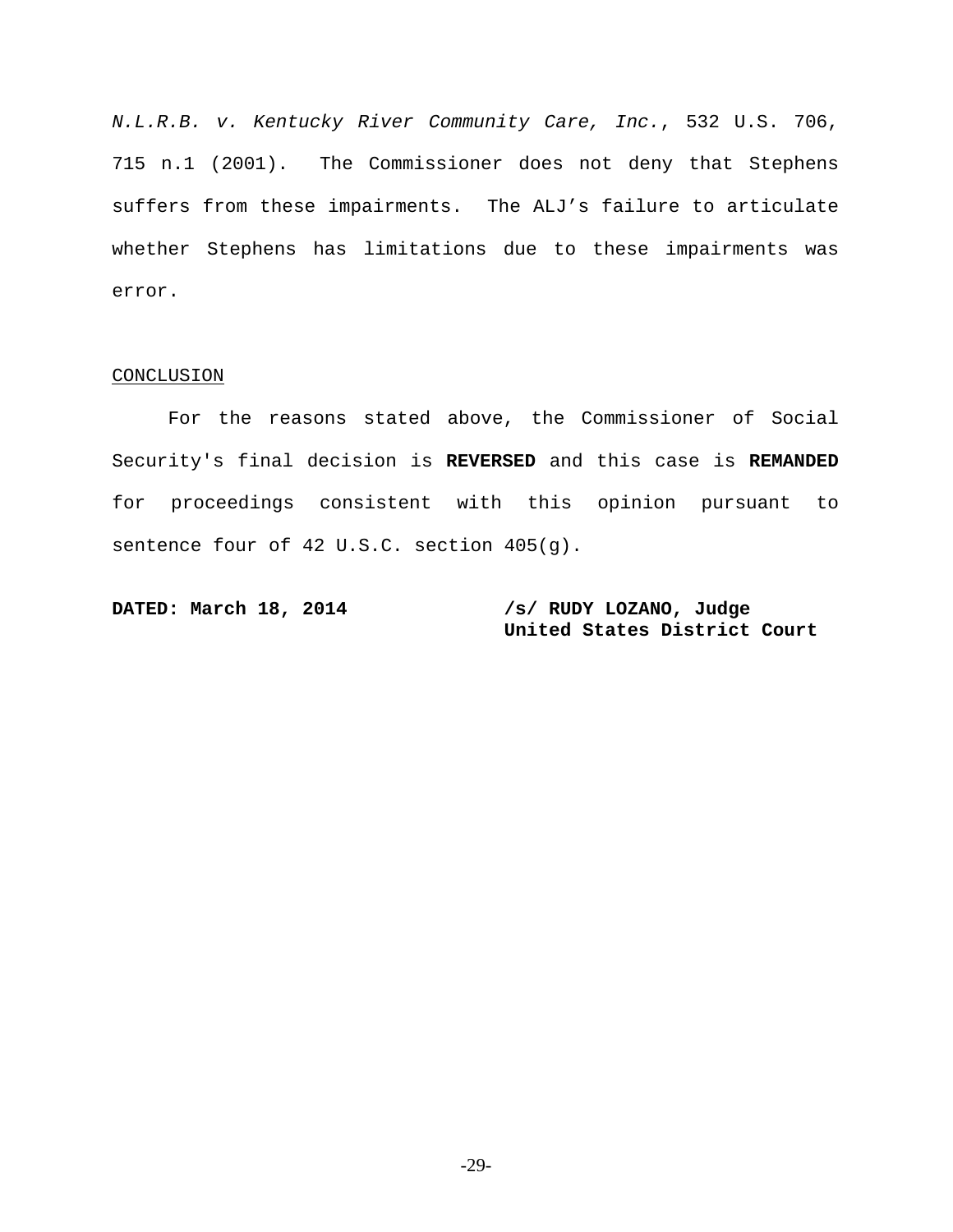*N.L.R.B. v. Kentucky River Community Care, Inc.*, 532 U.S. 706, 715 n.1 (2001). The Commissioner does not deny that Stephens suffers from these impairments. The ALJ's failure to articulate whether Stephens has limitations due to these impairments was error.

CONCLUSION

For the reasons stated above, the Commissioner of Social Security's final decision is **REVERSED** and this case is **REMANDED** for proceedings consistent with this opinion pursuant to sentence four of 42 U.S.C. section 405(g).

**DATED: March 18, 2014**

**/s/ RUDY LOZANO, Judge**
**United States District Court**